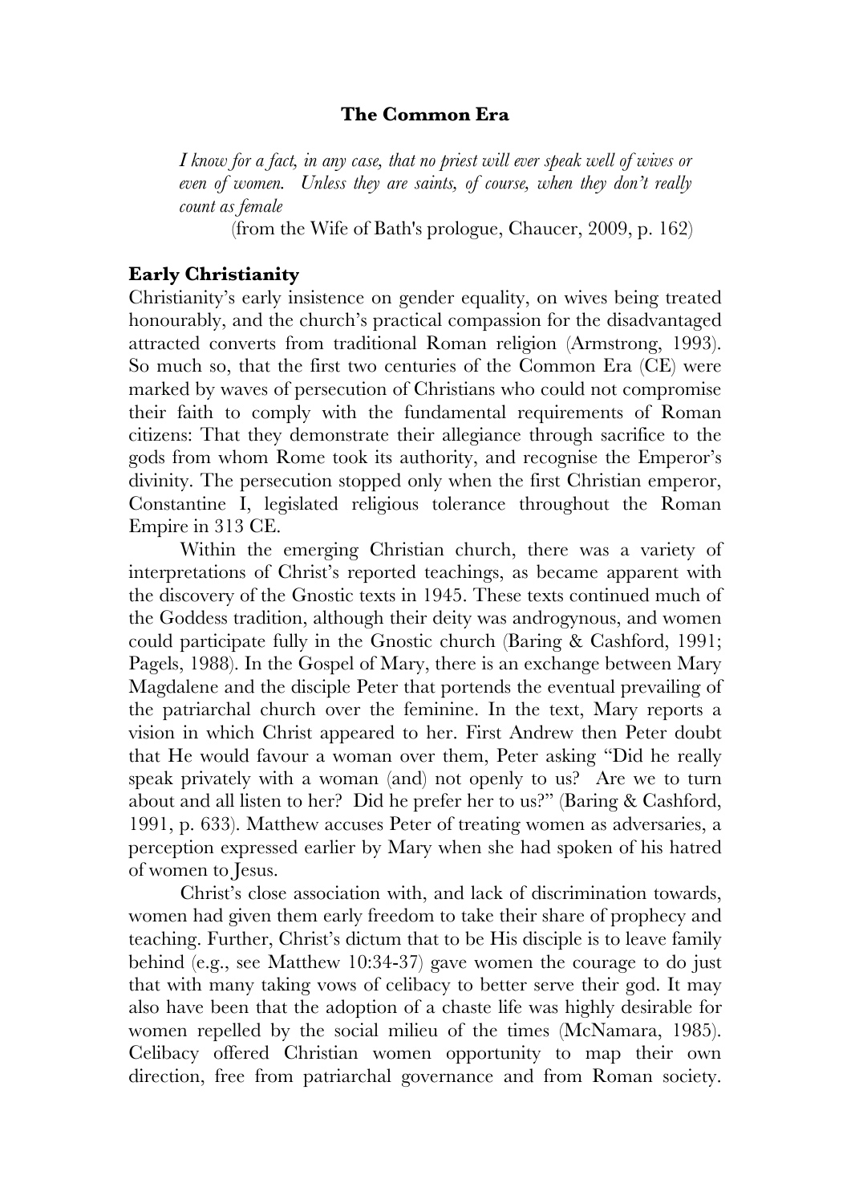## The Common Era

*I know for a fact, in any case, that no priest will ever speak well of wives or even of women. Unless they are saints, of course, when they don't really count as female*

(from the Wife of Bath's prologue, Chaucer, 2009, p. 162)

### Early Christianity

Christianity's early insistence on gender equality, on wives being treated honourably, and the church's practical compassion for the disadvantaged attracted converts from traditional Roman religion (Armstrong, 1993). So much so, that the first two centuries of the Common Era (CE) were marked by waves of persecution of Christians who could not compromise their faith to comply with the fundamental requirements of Roman citizens: That they demonstrate their allegiance through sacrifice to the gods from whom Rome took its authority, and recognise the Emperor's divinity. The persecution stopped only when the first Christian emperor, Constantine I, legislated religious tolerance throughout the Roman Empire in 313 CE.

Within the emerging Christian church, there was a variety of interpretations of Christ's reported teachings, as became apparent with the discovery of the Gnostic texts in 1945. These texts continued much of the Goddess tradition, although their deity was androgynous, and women could participate fully in the Gnostic church (Baring & Cashford, 1991; Pagels, 1988). In the Gospel of Mary, there is an exchange between Mary Magdalene and the disciple Peter that portends the eventual prevailing of the patriarchal church over the feminine. In the text, Mary reports a vision in which Christ appeared to her. First Andrew then Peter doubt that He would favour a woman over them, Peter asking "Did he really speak privately with a woman (and) not openly to us? Are we to turn about and all listen to her? Did he prefer her to us?" (Baring & Cashford, 1991, p. 633). Matthew accuses Peter of treating women as adversaries, a perception expressed earlier by Mary when she had spoken of his hatred of women to Jesus.

Christ's close association with, and lack of discrimination towards, women had given them early freedom to take their share of prophecy and teaching. Further, Christ's dictum that to be His disciple is to leave family behind (e.g., see Matthew 10:34-37) gave women the courage to do just that with many taking vows of celibacy to better serve their god. It may also have been that the adoption of a chaste life was highly desirable for women repelled by the social milieu of the times (McNamara, 1985). Celibacy offered Christian women opportunity to map their own direction, free from patriarchal governance and from Roman society.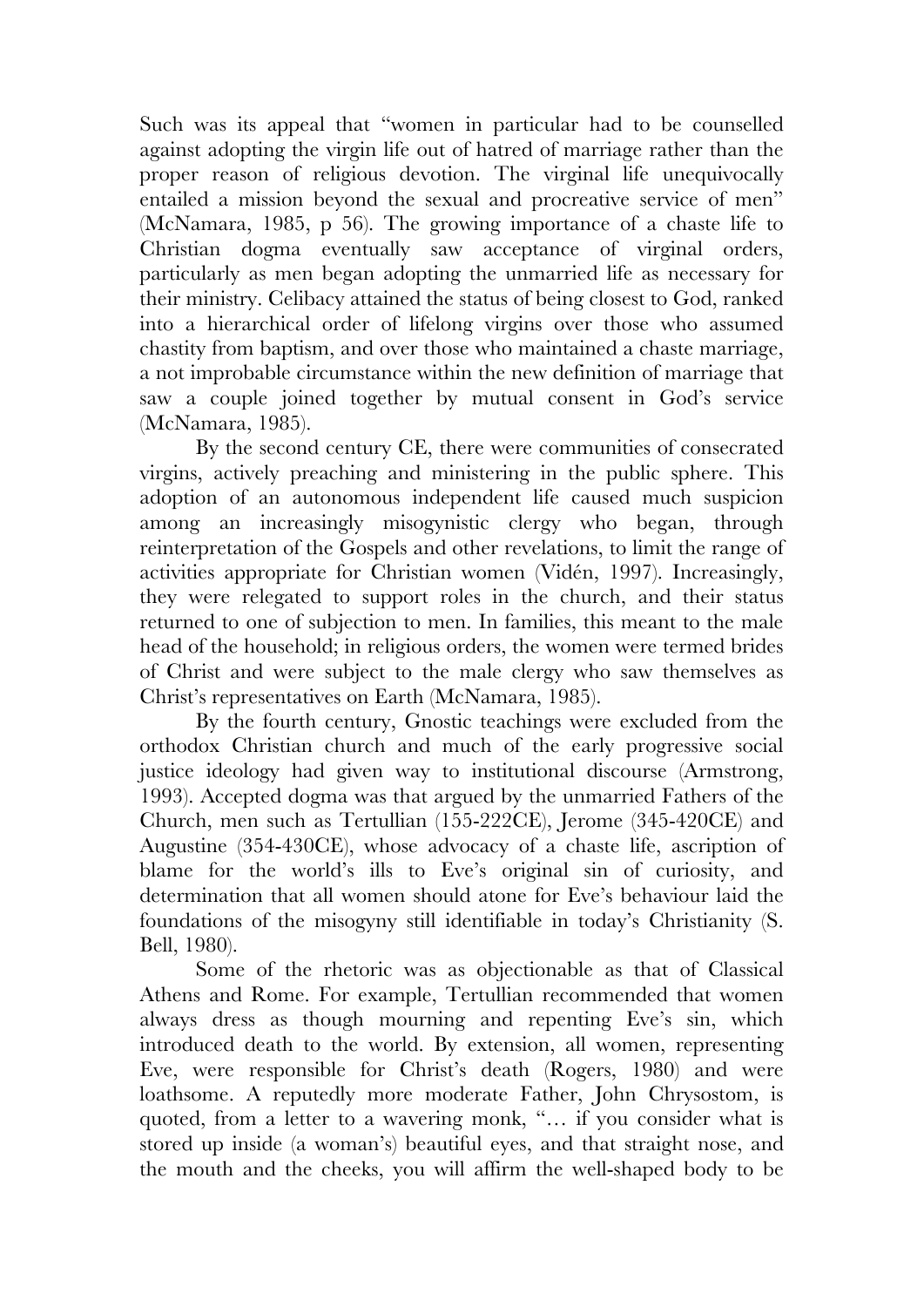Such was its appeal that "women in particular had to be counselled against adopting the virgin life out of hatred of marriage rather than the proper reason of religious devotion. The virginal life unequivocally entailed a mission beyond the sexual and procreative service of men" (McNamara, 1985, p 56). The growing importance of a chaste life to Christian dogma eventually saw acceptance of virginal orders, particularly as men began adopting the unmarried life as necessary for their ministry. Celibacy attained the status of being closest to God, ranked into a hierarchical order of lifelong virgins over those who assumed chastity from baptism, and over those who maintained a chaste marriage, a not improbable circumstance within the new definition of marriage that saw a couple joined together by mutual consent in God's service (McNamara, 1985).

By the second century CE, there were communities of consecrated virgins, actively preaching and ministering in the public sphere. This adoption of an autonomous independent life caused much suspicion among an increasingly misogynistic clergy who began, through reinterpretation of the Gospels and other revelations, to limit the range of activities appropriate for Christian women (Vidén, 1997). Increasingly, they were relegated to support roles in the church, and their status returned to one of subjection to men. In families, this meant to the male head of the household; in religious orders, the women were termed brides of Christ and were subject to the male clergy who saw themselves as Christ's representatives on Earth (McNamara, 1985).

By the fourth century, Gnostic teachings were excluded from the orthodox Christian church and much of the early progressive social justice ideology had given way to institutional discourse (Armstrong, 1993). Accepted dogma was that argued by the unmarried Fathers of the Church, men such as Tertullian (155-222CE), Jerome (345-420CE) and Augustine (354-430CE), whose advocacy of a chaste life, ascription of blame for the world's ills to Eve's original sin of curiosity, and determination that all women should atone for Eve's behaviour laid the foundations of the misogyny still identifiable in today's Christianity (S. Bell, 1980).

Some of the rhetoric was as objectionable as that of Classical Athens and Rome. For example, Tertullian recommended that women always dress as though mourning and repenting Eve's sin, which introduced death to the world. By extension, all women, representing Eve, were responsible for Christ's death (Rogers, 1980) and were loathsome. A reputedly more moderate Father, John Chrysostom, is quoted, from a letter to a wavering monk, "… if you consider what is stored up inside (a woman's) beautiful eyes, and that straight nose, and the mouth and the cheeks, you will affirm the well-shaped body to be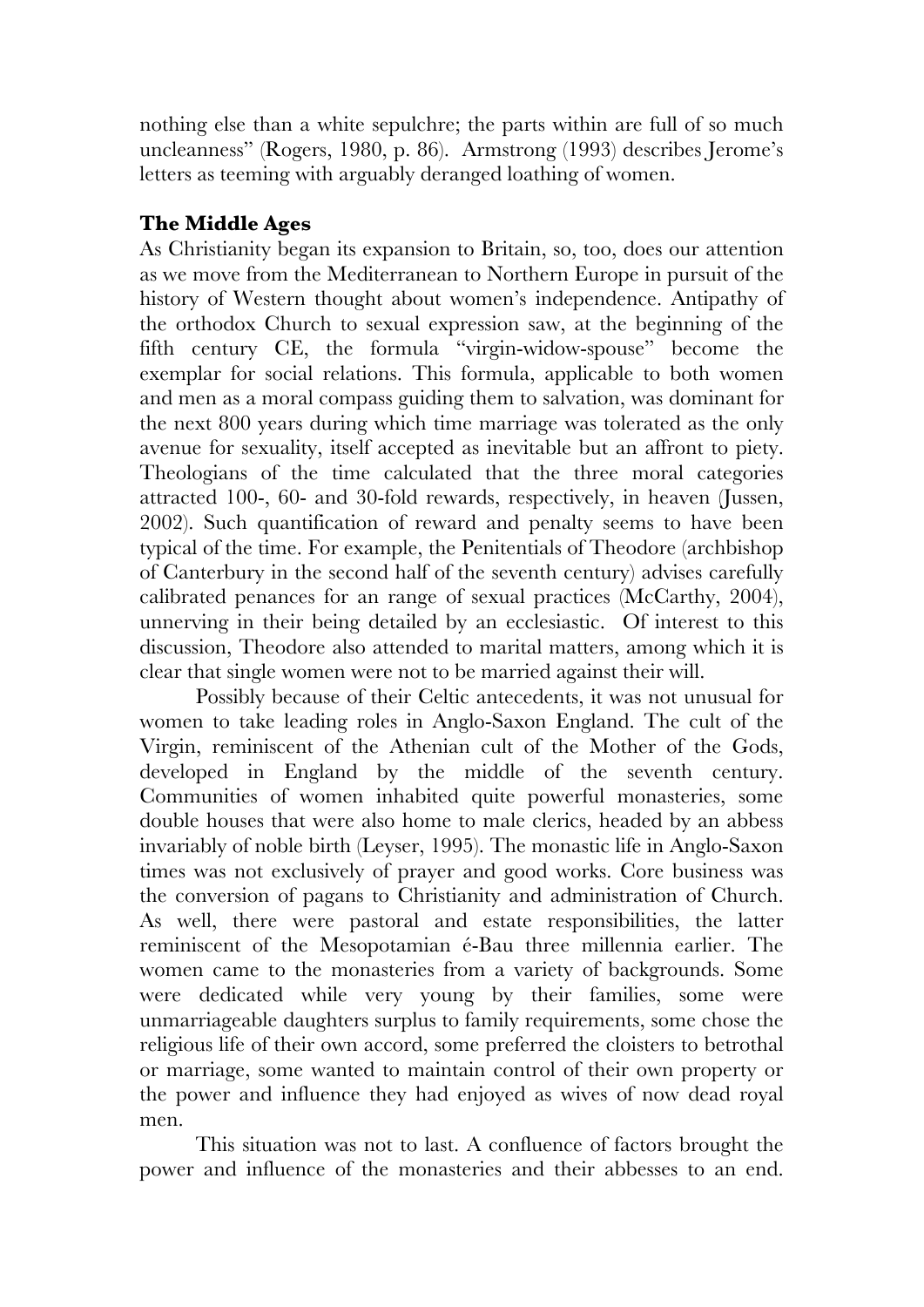nothing else than a white sepulchre; the parts within are full of so much uncleanness" (Rogers, 1980, p. 86). Armstrong (1993) describes Jerome's letters as teeming with arguably deranged loathing of women.

## The Middle Ages

As Christianity began its expansion to Britain, so, too, does our attention as we move from the Mediterranean to Northern Europe in pursuit of the history of Western thought about women's independence. Antipathy of the orthodox Church to sexual expression saw, at the beginning of the fifth century CE, the formula "virgin-widow-spouse" become the exemplar for social relations. This formula, applicable to both women and men as a moral compass guiding them to salvation, was dominant for the next 800 years during which time marriage was tolerated as the only avenue for sexuality, itself accepted as inevitable but an affront to piety. Theologians of the time calculated that the three moral categories attracted 100-, 60- and 30-fold rewards, respectively, in heaven (Jussen, 2002). Such quantification of reward and penalty seems to have been typical of the time. For example, the Penitentials of Theodore (archbishop of Canterbury in the second half of the seventh century) advises carefully calibrated penances for an range of sexual practices (McCarthy, 2004), unnerving in their being detailed by an ecclesiastic. Of interest to this discussion, Theodore also attended to marital matters, among which it is clear that single women were not to be married against their will.

Possibly because of their Celtic antecedents, it was not unusual for women to take leading roles in Anglo-Saxon England. The cult of the Virgin, reminiscent of the Athenian cult of the Mother of the Gods, developed in England by the middle of the seventh century. Communities of women inhabited quite powerful monasteries, some double houses that were also home to male clerics, headed by an abbess invariably of noble birth (Leyser, 1995). The monastic life in Anglo-Saxon times was not exclusively of prayer and good works. Core business was the conversion of pagans to Christianity and administration of Church. As well, there were pastoral and estate responsibilities, the latter reminiscent of the Mesopotamian é-Bau three millennia earlier. The women came to the monasteries from a variety of backgrounds. Some were dedicated while very young by their families, some were unmarriageable daughters surplus to family requirements, some chose the religious life of their own accord, some preferred the cloisters to betrothal or marriage, some wanted to maintain control of their own property or the power and influence they had enjoyed as wives of now dead royal men.

This situation was not to last. A confluence of factors brought the power and influence of the monasteries and their abbesses to an end.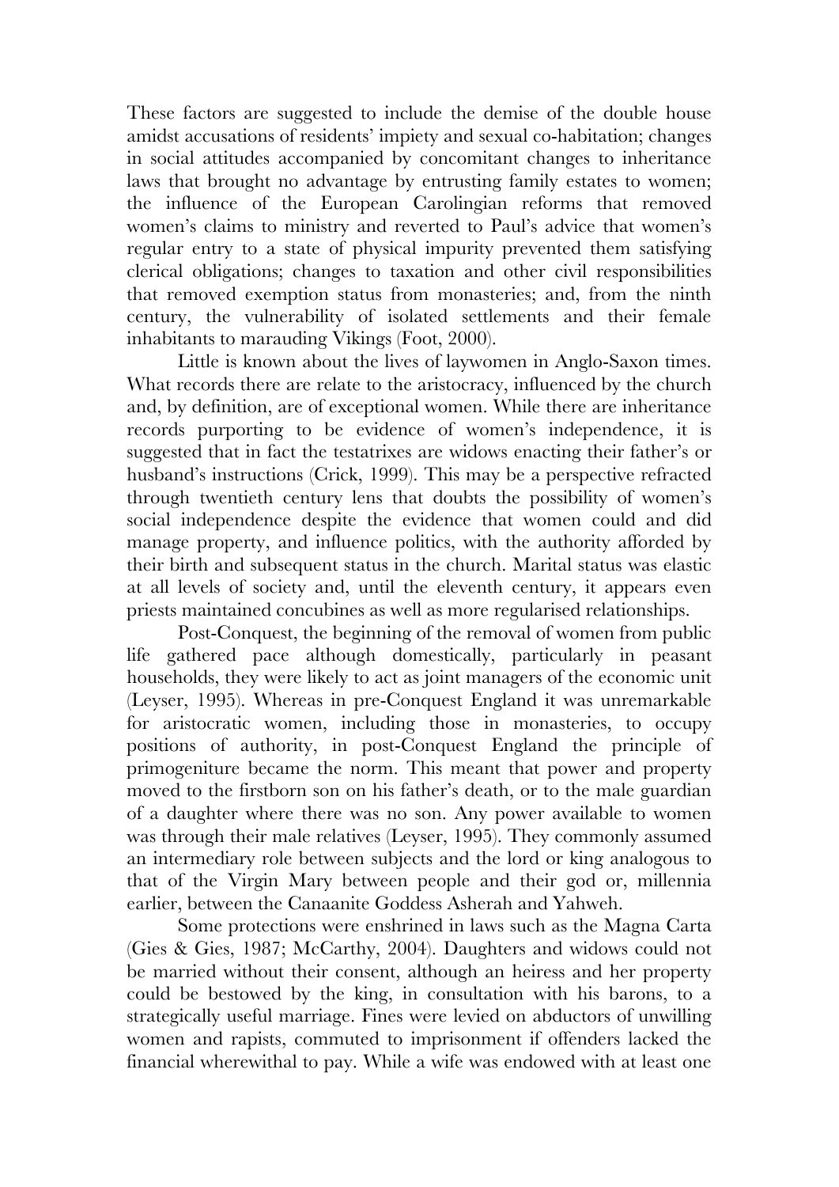These factors are suggested to include the demise of the double house amidst accusations of residents' impiety and sexual co-habitation; changes in social attitudes accompanied by concomitant changes to inheritance laws that brought no advantage by entrusting family estates to women; the influence of the European Carolingian reforms that removed women's claims to ministry and reverted to Paul's advice that women's regular entry to a state of physical impurity prevented them satisfying clerical obligations; changes to taxation and other civil responsibilities that removed exemption status from monasteries; and, from the ninth century, the vulnerability of isolated settlements and their female inhabitants to marauding Vikings (Foot, 2000).

Little is known about the lives of laywomen in Anglo-Saxon times. What records there are relate to the aristocracy, influenced by the church and, by definition, are of exceptional women. While there are inheritance records purporting to be evidence of women's independence, it is suggested that in fact the testatrixes are widows enacting their father's or husband's instructions (Crick, 1999). This may be a perspective refracted through twentieth century lens that doubts the possibility of women's social independence despite the evidence that women could and did manage property, and influence politics, with the authority afforded by their birth and subsequent status in the church. Marital status was elastic at all levels of society and, until the eleventh century, it appears even priests maintained concubines as well as more regularised relationships.

Post-Conquest, the beginning of the removal of women from public life gathered pace although domestically, particularly in peasant households, they were likely to act as joint managers of the economic unit (Leyser, 1995). Whereas in pre-Conquest England it was unremarkable for aristocratic women, including those in monasteries, to occupy positions of authority, in post-Conquest England the principle of primogeniture became the norm. This meant that power and property moved to the firstborn son on his father's death, or to the male guardian of a daughter where there was no son. Any power available to women was through their male relatives (Leyser, 1995). They commonly assumed an intermediary role between subjects and the lord or king analogous to that of the Virgin Mary between people and their god or, millennia earlier, between the Canaanite Goddess Asherah and Yahweh.

Some protections were enshrined in laws such as the Magna Carta (Gies & Gies, 1987; McCarthy, 2004). Daughters and widows could not be married without their consent, although an heiress and her property could be bestowed by the king, in consultation with his barons, to a strategically useful marriage. Fines were levied on abductors of unwilling women and rapists, commuted to imprisonment if offenders lacked the financial wherewithal to pay. While a wife was endowed with at least one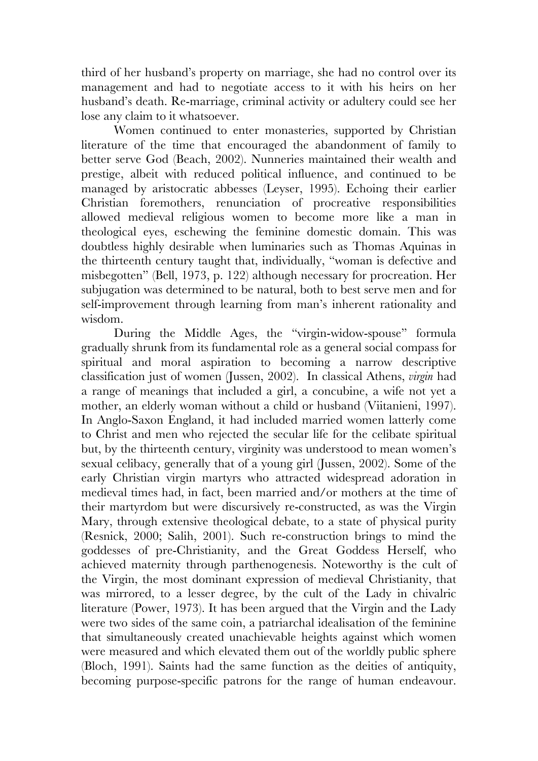third of her husband's property on marriage, she had no control over its management and had to negotiate access to it with his heirs on her husband's death. Re-marriage, criminal activity or adultery could see her lose any claim to it whatsoever.

Women continued to enter monasteries, supported by Christian literature of the time that encouraged the abandonment of family to better serve God (Beach, 2002). Nunneries maintained their wealth and prestige, albeit with reduced political influence, and continued to be managed by aristocratic abbesses (Leyser, 1995). Echoing their earlier Christian foremothers, renunciation of procreative responsibilities allowed medieval religious women to become more like a man in theological eyes, eschewing the feminine domestic domain. This was doubtless highly desirable when luminaries such as Thomas Aquinas in the thirteenth century taught that, individually, "woman is defective and misbegotten" (Bell, 1973, p. 122) although necessary for procreation. Her subjugation was determined to be natural, both to best serve men and for self-improvement through learning from man's inherent rationality and wisdom.

During the Middle Ages, the "virgin-widow-spouse" formula gradually shrunk from its fundamental role as a general social compass for spiritual and moral aspiration to becoming a narrow descriptive classification just of women (Jussen, 2002). In classical Athens, *virgin* had a range of meanings that included a girl, a concubine, a wife not yet a mother, an elderly woman without a child or husband (Viitanieni, 1997). In Anglo-Saxon England, it had included married women latterly come to Christ and men who rejected the secular life for the celibate spiritual but, by the thirteenth century, virginity was understood to mean women's sexual celibacy, generally that of a young girl (Jussen, 2002). Some of the early Christian virgin martyrs who attracted widespread adoration in medieval times had, in fact, been married and/or mothers at the time of their martyrdom but were discursively re-constructed, as was the Virgin Mary, through extensive theological debate, to a state of physical purity (Resnick, 2000; Salih, 2001). Such re-construction brings to mind the goddesses of pre-Christianity, and the Great Goddess Herself, who achieved maternity through parthenogenesis. Noteworthy is the cult of the Virgin, the most dominant expression of medieval Christianity, that was mirrored, to a lesser degree, by the cult of the Lady in chivalric literature (Power, 1973). It has been argued that the Virgin and the Lady were two sides of the same coin, a patriarchal idealisation of the feminine that simultaneously created unachievable heights against which women were measured and which elevated them out of the worldly public sphere (Bloch, 1991). Saints had the same function as the deities of antiquity, becoming purpose-specific patrons for the range of human endeavour.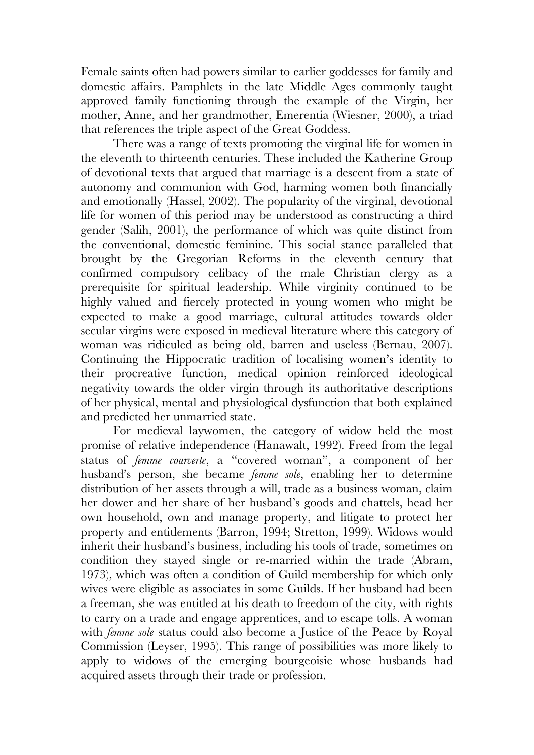Female saints often had powers similar to earlier goddesses for family and domestic affairs. Pamphlets in the late Middle Ages commonly taught approved family functioning through the example of the Virgin, her mother, Anne, and her grandmother, Emerentia (Wiesner, 2000), a triad that references the triple aspect of the Great Goddess.

There was a range of texts promoting the virginal life for women in the eleventh to thirteenth centuries. These included the Katherine Group of devotional texts that argued that marriage is a descent from a state of autonomy and communion with God, harming women both financially and emotionally (Hassel, 2002). The popularity of the virginal, devotional life for women of this period may be understood as constructing a third gender (Salih, 2001), the performance of which was quite distinct from the conventional, domestic feminine. This social stance paralleled that brought by the Gregorian Reforms in the eleventh century that confirmed compulsory celibacy of the male Christian clergy as a prerequisite for spiritual leadership. While virginity continued to be highly valued and fiercely protected in young women who might be expected to make a good marriage, cultural attitudes towards older secular virgins were exposed in medieval literature where this category of woman was ridiculed as being old, barren and useless (Bernau, 2007). Continuing the Hippocratic tradition of localising women's identity to their procreative function, medical opinion reinforced ideological negativity towards the older virgin through its authoritative descriptions of her physical, mental and physiological dysfunction that both explained and predicted her unmarried state.

For medieval laywomen, the category of widow held the most promise of relative independence (Hanawalt, 1992). Freed from the legal status of *femme courverte*, a "covered woman", a component of her husband's person, she became *femme sole*, enabling her to determine distribution of her assets through a will, trade as a business woman, claim her dower and her share of her husband's goods and chattels, head her own household, own and manage property, and litigate to protect her property and entitlements (Barron, 1994; Stretton, 1999). Widows would inherit their husband's business, including his tools of trade, sometimes on condition they stayed single or re-married within the trade (Abram, 1973), which was often a condition of Guild membership for which only wives were eligible as associates in some Guilds. If her husband had been a freeman, she was entitled at his death to freedom of the city, with rights to carry on a trade and engage apprentices, and to escape tolls. A woman with *femme sole* status could also become a Justice of the Peace by Royal Commission (Leyser, 1995). This range of possibilities was more likely to apply to widows of the emerging bourgeoisie whose husbands had acquired assets through their trade or profession.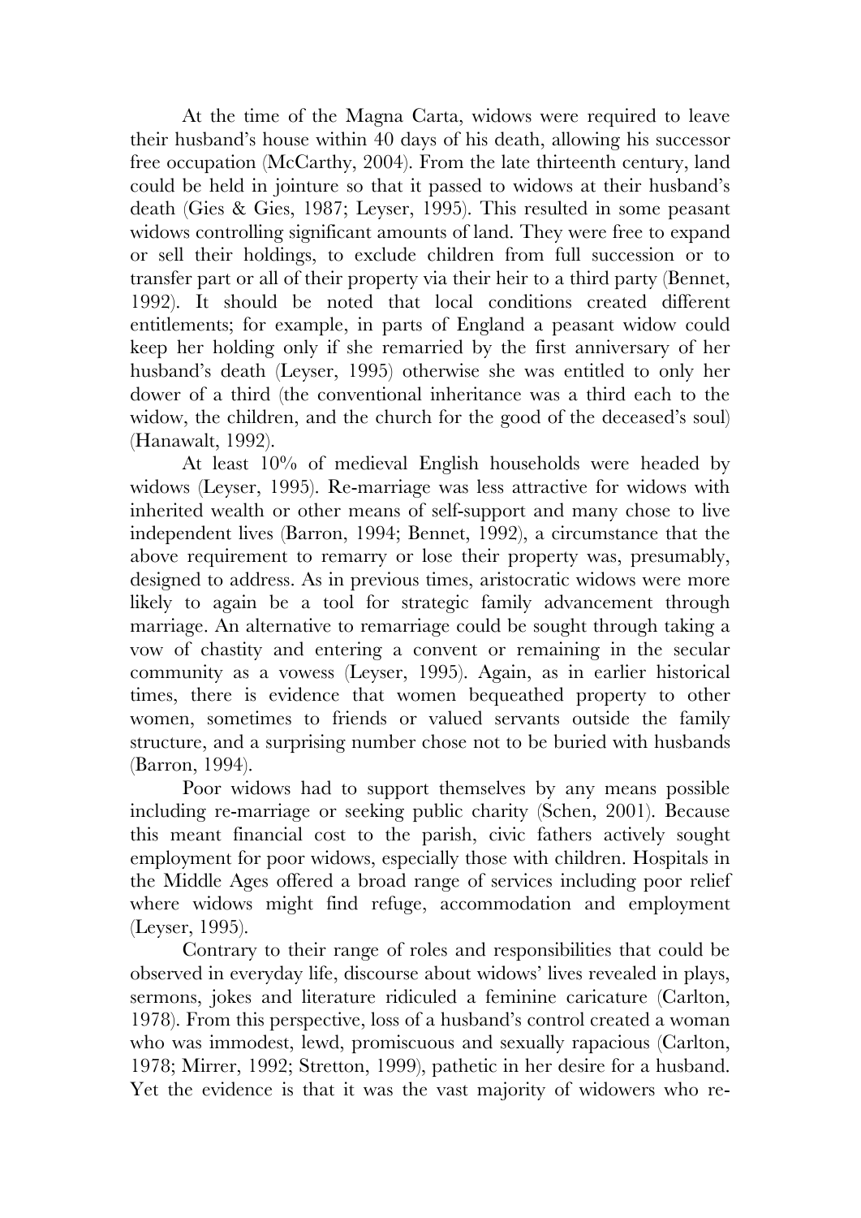At the time of the Magna Carta, widows were required to leave their husband's house within 40 days of his death, allowing his successor free occupation (McCarthy, 2004). From the late thirteenth century, land could be held in jointure so that it passed to widows at their husband's death (Gies & Gies, 1987; Leyser, 1995). This resulted in some peasant widows controlling significant amounts of land. They were free to expand or sell their holdings, to exclude children from full succession or to transfer part or all of their property via their heir to a third party (Bennet, 1992). It should be noted that local conditions created different entitlements; for example, in parts of England a peasant widow could keep her holding only if she remarried by the first anniversary of her husband's death (Leyser, 1995) otherwise she was entitled to only her dower of a third (the conventional inheritance was a third each to the widow, the children, and the church for the good of the deceased's soul) (Hanawalt, 1992).

At least 10% of medieval English households were headed by widows (Leyser, 1995). Re-marriage was less attractive for widows with inherited wealth or other means of self-support and many chose to live independent lives (Barron, 1994; Bennet, 1992), a circumstance that the above requirement to remarry or lose their property was, presumably, designed to address. As in previous times, aristocratic widows were more likely to again be a tool for strategic family advancement through marriage. An alternative to remarriage could be sought through taking a vow of chastity and entering a convent or remaining in the secular community as a vowess (Leyser, 1995). Again, as in earlier historical times, there is evidence that women bequeathed property to other women, sometimes to friends or valued servants outside the family structure, and a surprising number chose not to be buried with husbands (Barron, 1994).

Poor widows had to support themselves by any means possible including re-marriage or seeking public charity (Schen, 2001). Because this meant financial cost to the parish, civic fathers actively sought employment for poor widows, especially those with children. Hospitals in the Middle Ages offered a broad range of services including poor relief where widows might find refuge, accommodation and employment (Leyser, 1995).

Contrary to their range of roles and responsibilities that could be observed in everyday life, discourse about widows' lives revealed in plays, sermons, jokes and literature ridiculed a feminine caricature (Carlton, 1978). From this perspective, loss of a husband's control created a woman who was immodest, lewd, promiscuous and sexually rapacious (Carlton, 1978; Mirrer, 1992; Stretton, 1999), pathetic in her desire for a husband. Yet the evidence is that it was the vast majority of widowers who re-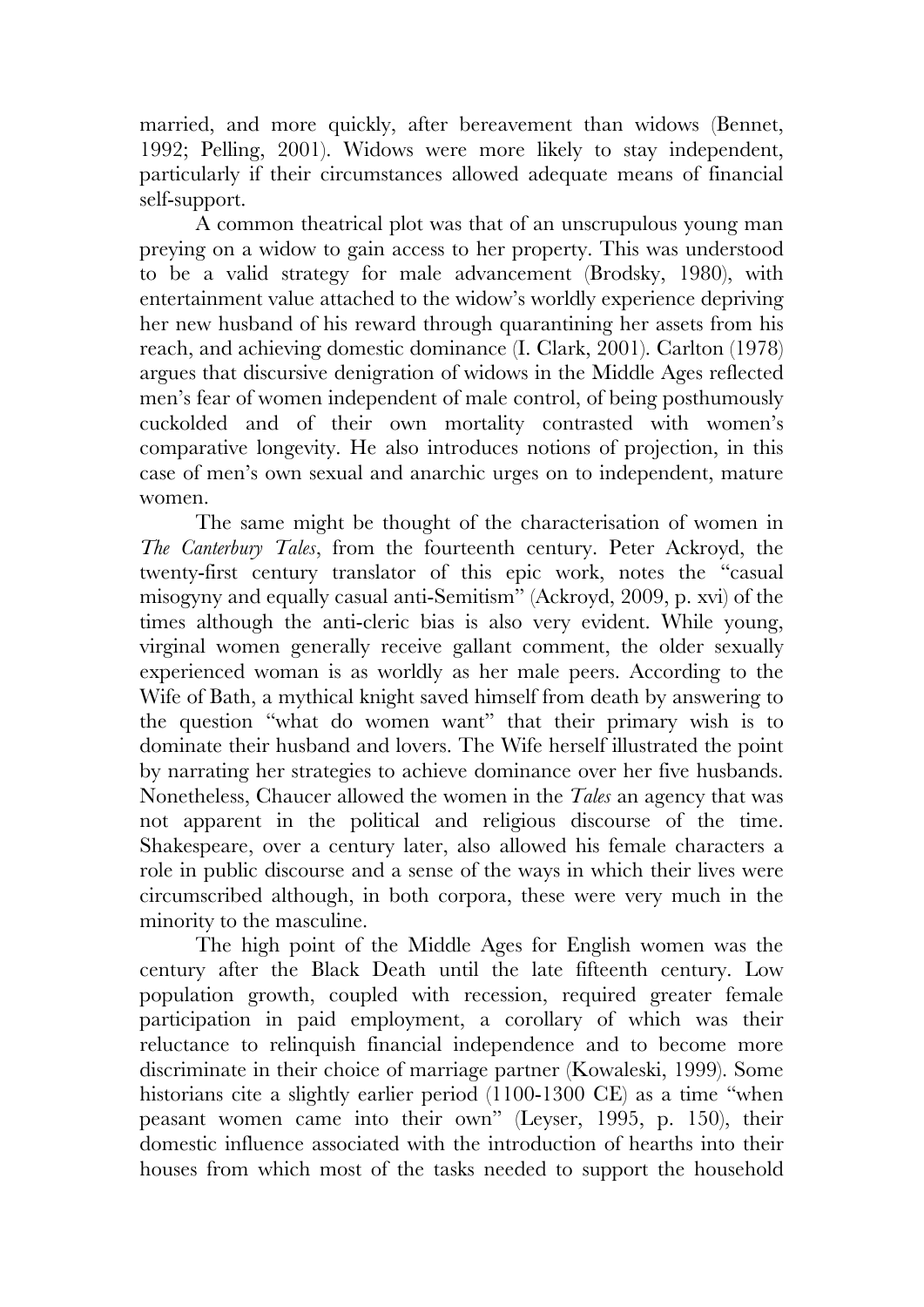married, and more quickly, after bereavement than widows (Bennet, 1992; Pelling, 2001). Widows were more likely to stay independent, particularly if their circumstances allowed adequate means of financial self-support.

A common theatrical plot was that of an unscrupulous young man preying on a widow to gain access to her property. This was understood to be a valid strategy for male advancement (Brodsky, 1980), with entertainment value attached to the widow's worldly experience depriving her new husband of his reward through quarantining her assets from his reach, and achieving domestic dominance (I. Clark, 2001). Carlton (1978) argues that discursive denigration of widows in the Middle Ages reflected men's fear of women independent of male control, of being posthumously cuckolded and of their own mortality contrasted with women's comparative longevity. He also introduces notions of projection, in this case of men's own sexual and anarchic urges on to independent, mature women.

The same might be thought of the characterisation of women in *The Canterbury Tales*, from the fourteenth century. Peter Ackroyd, the twenty-first century translator of this epic work, notes the "casual misogyny and equally casual anti-Semitism" (Ackroyd, 2009, p. xvi) of the times although the anti-cleric bias is also very evident. While young, virginal women generally receive gallant comment, the older sexually experienced woman is as worldly as her male peers. According to the Wife of Bath, a mythical knight saved himself from death by answering to the question "what do women want" that their primary wish is to dominate their husband and lovers. The Wife herself illustrated the point by narrating her strategies to achieve dominance over her five husbands. Nonetheless, Chaucer allowed the women in the *Tales* an agency that was not apparent in the political and religious discourse of the time. Shakespeare, over a century later, also allowed his female characters a role in public discourse and a sense of the ways in which their lives were circumscribed although, in both corpora, these were very much in the minority to the masculine.

The high point of the Middle Ages for English women was the century after the Black Death until the late fifteenth century. Low population growth, coupled with recession, required greater female participation in paid employment, a corollary of which was their reluctance to relinquish financial independence and to become more discriminate in their choice of marriage partner (Kowaleski, 1999). Some historians cite a slightly earlier period (1100-1300 CE) as a time "when peasant women came into their own" (Leyser, 1995, p. 150), their domestic influence associated with the introduction of hearths into their houses from which most of the tasks needed to support the household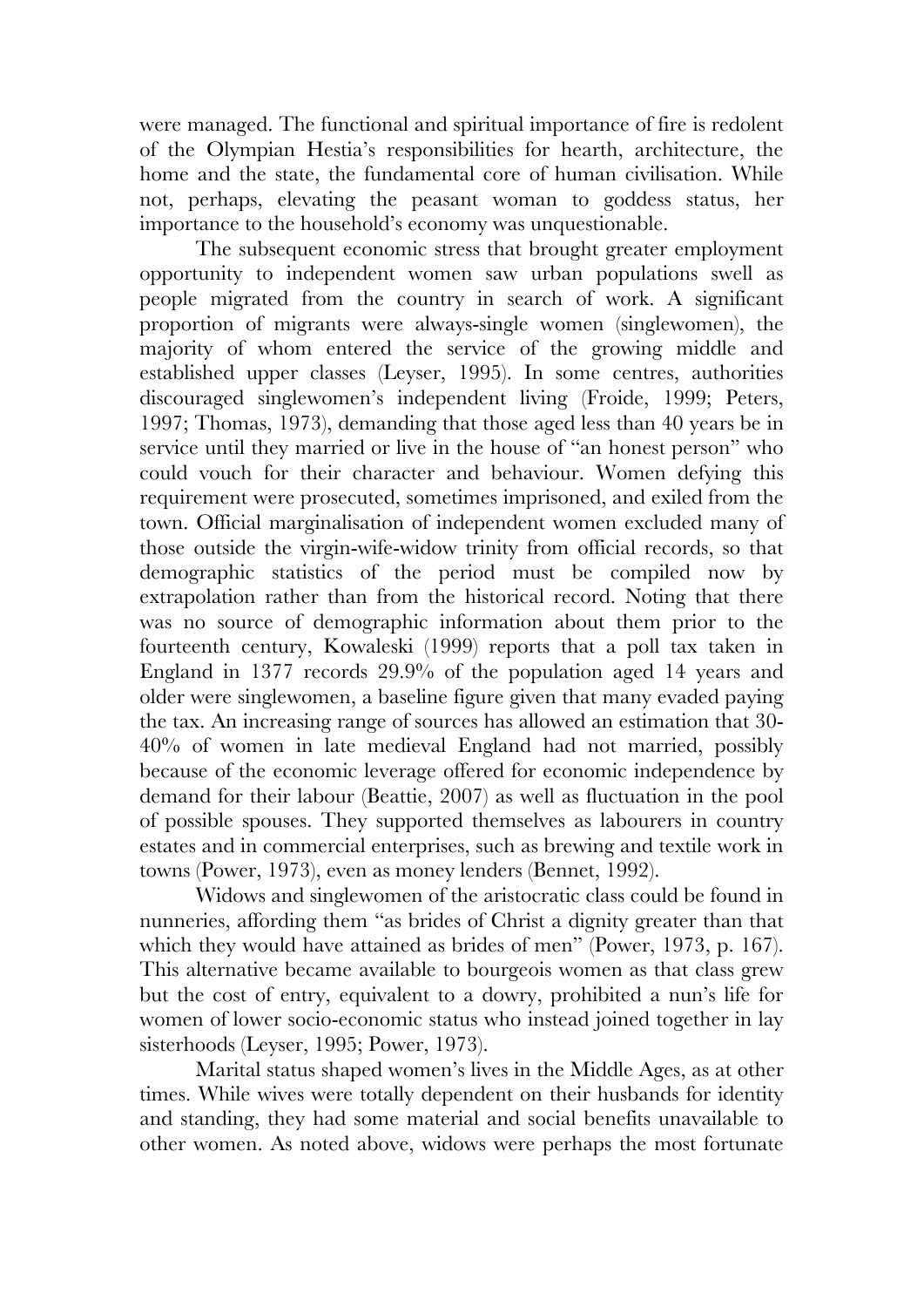were managed. The functional and spiritual importance of fire is redolent of the Olympian Hestia's responsibilities for hearth, architecture, the home and the state, the fundamental core of human civilisation. While not, perhaps, elevating the peasant woman to goddess status, her importance to the household's economy was unquestionable.

The subsequent economic stress that brought greater employment opportunity to independent women saw urban populations swell as people migrated from the country in search of work. A significant proportion of migrants were always-single women (singlewomen), the majority of whom entered the service of the growing middle and established upper classes (Leyser, 1995). In some centres, authorities discouraged singlewomen's independent living (Froide, 1999; Peters, 1997; Thomas, 1973), demanding that those aged less than 40 years be in service until they married or live in the house of "an honest person" who could vouch for their character and behaviour. Women defying this requirement were prosecuted, sometimes imprisoned, and exiled from the town. Official marginalisation of independent women excluded many of those outside the virgin-wife-widow trinity from official records, so that demographic statistics of the period must be compiled now by extrapolation rather than from the historical record. Noting that there was no source of demographic information about them prior to the fourteenth century, Kowaleski (1999) reports that a poll tax taken in England in 1377 records 29.9% of the population aged 14 years and older were singlewomen, a baseline figure given that many evaded paying the tax. An increasing range of sources has allowed an estimation that 30-40% of women in late medieval England had not married, possibly because of the economic leverage offered for economic independence by demand for their labour (Beattie, 2007) as well as fluctuation in the pool of possible spouses. They supported themselves as labourers in country estates and in commercial enterprises, such as brewing and textile work in towns (Power, 1973), even as money lenders (Bennet, 1992).

Widows and singlewomen of the aristocratic class could be found in nunneries, affording them "as brides of Christ a dignity greater than that which they would have attained as brides of men" (Power, 1973, p. 167). This alternative became available to bourgeois women as that class grew but the cost of entry, equivalent to a dowry, prohibited a nun's life for women of lower socio-economic status who instead joined together in lay sisterhoods (Leyser, 1995; Power, 1973).

Marital status shaped women's lives in the Middle Ages, as at other times. While wives were totally dependent on their husbands for identity and standing, they had some material and social benefits unavailable to other women. As noted above, widows were perhaps the most fortunate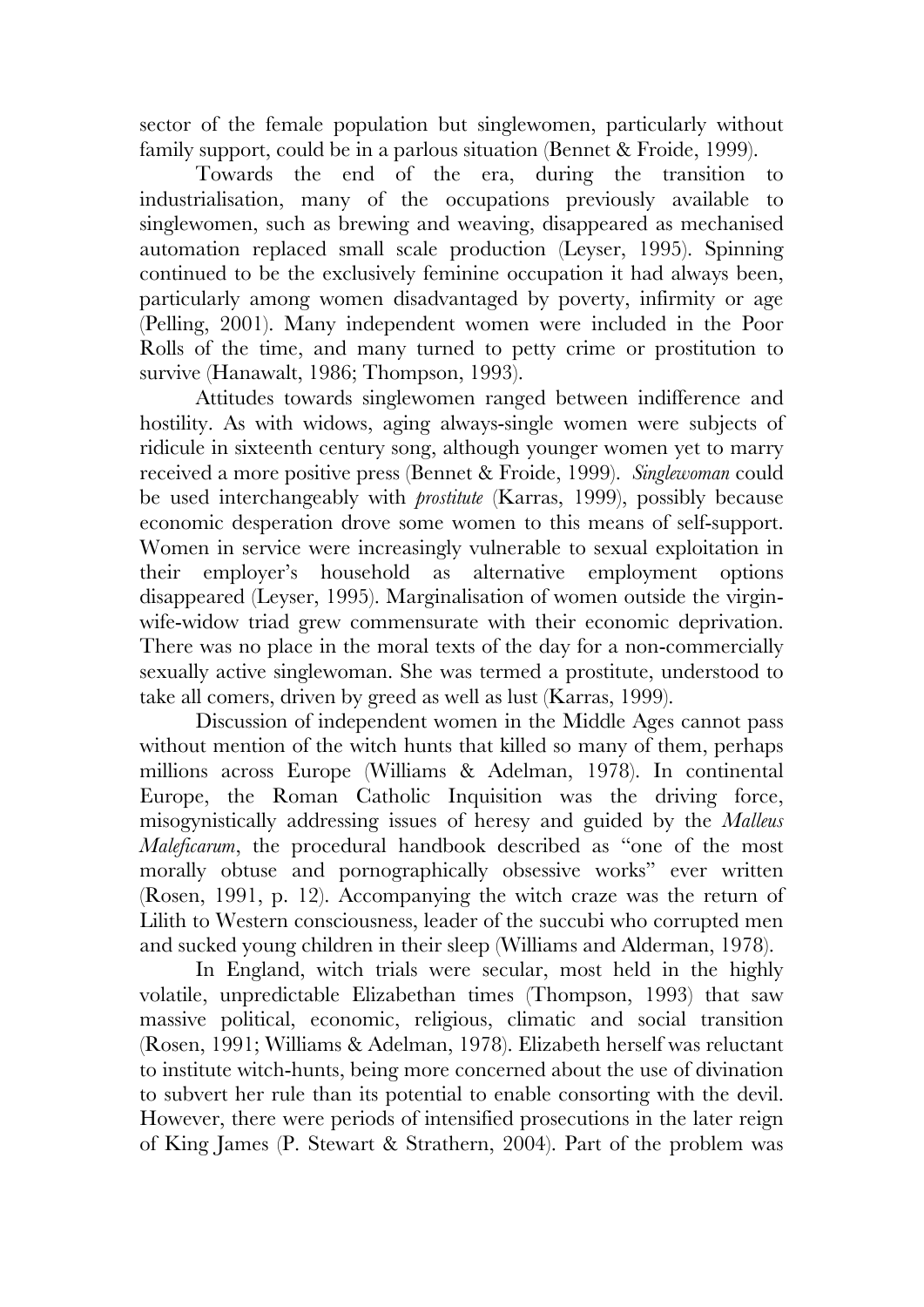sector of the female population but singlewomen, particularly without family support, could be in a parlous situation (Bennet & Froide, 1999).

Towards the end of the era, during the transition to industrialisation, many of the occupations previously available to singlewomen, such as brewing and weaving, disappeared as mechanised automation replaced small scale production (Leyser, 1995). Spinning continued to be the exclusively feminine occupation it had always been, particularly among women disadvantaged by poverty, infirmity or age (Pelling, 2001). Many independent women were included in the Poor Rolls of the time, and many turned to petty crime or prostitution to survive (Hanawalt, 1986; Thompson, 1993).

Attitudes towards singlewomen ranged between indifference and hostility. As with widows, aging always-single women were subjects of ridicule in sixteenth century song, although younger women yet to marry received a more positive press (Bennet & Froide, 1999). *Singlewoman* could be used interchangeably with *prostitute* (Karras, 1999), possibly because economic desperation drove some women to this means of self-support. Women in service were increasingly vulnerable to sexual exploitation in their employer's household as alternative employment options disappeared (Leyser, 1995). Marginalisation of women outside the virgin-wife-widow triad grew commensurate with their economic deprivation. There was no place in the moral texts of the day for a non-commercially sexually active singlewoman. She was termed a prostitute, understood to take all comers, driven by greed as well as lust (Karras, 1999).

Discussion of independent women in the Middle Ages cannot pass without mention of the witch hunts that killed so many of them, perhaps millions across Europe (Williams & Adelman, 1978). In continental Europe, the Roman Catholic Inquisition was the driving force, misogynistically addressing issues of heresy and guided by the *Malleus Maleficarum*, the procedural handbook described as "one of the most morally obtuse and pornographically obsessive works" ever written (Rosen, 1991, p. 12). Accompanying the witch craze was the return of Lilith to Western consciousness, leader of the succubi who corrupted men and sucked young children in their sleep (Williams and Alderman, 1978).

In England, witch trials were secular, most held in the highly volatile, unpredictable Elizabethan times (Thompson, 1993) that saw massive political, economic, religious, climatic and social transition (Rosen, 1991; Williams & Adelman, 1978). Elizabeth herself was reluctant to institute witch-hunts, being more concerned about the use of divination to subvert her rule than its potential to enable consorting with the devil. However, there were periods of intensified prosecutions in the later reign of King James (P. Stewart & Strathern, 2004). Part of the problem was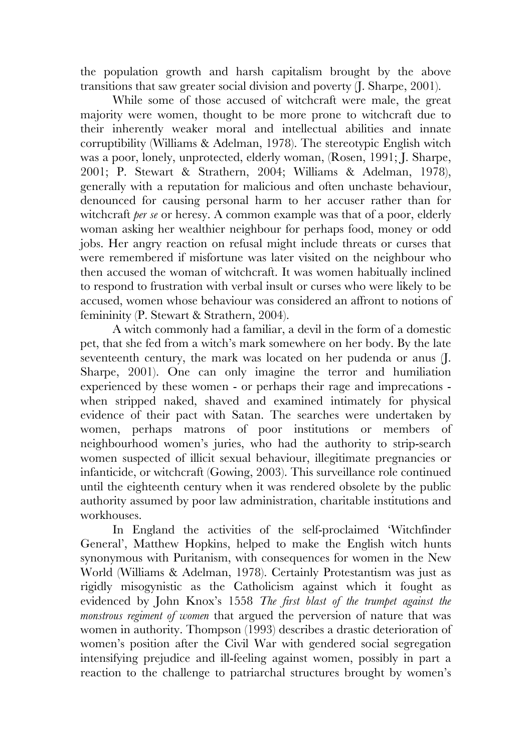the population growth and harsh capitalism brought by the above transitions that saw greater social division and poverty (J. Sharpe, 2001).

While some of those accused of witchcraft were male, the great majority were women, thought to be more prone to witchcraft due to their inherently weaker moral and intellectual abilities and innate corruptibility (Williams & Adelman, 1978). The stereotypic English witch was a poor, lonely, unprotected, elderly woman, (Rosen, 1991; J. Sharpe, 2001; P. Stewart & Strathern, 2004; Williams & Adelman, 1978), generally with a reputation for malicious and often unchaste behaviour, denounced for causing personal harm to her accuser rather than for witchcraft *per se* or heresy. A common example was that of a poor, elderly woman asking her wealthier neighbour for perhaps food, money or odd jobs. Her angry reaction on refusal might include threats or curses that were remembered if misfortune was later visited on the neighbour who then accused the woman of witchcraft. It was women habitually inclined to respond to frustration with verbal insult or curses who were likely to be accused, women whose behaviour was considered an affront to notions of femininity (P. Stewart & Strathern, 2004).

A witch commonly had a familiar, a devil in the form of a domestic pet, that she fed from a witch's mark somewhere on her body. By the late seventeenth century, the mark was located on her pudenda or anus (J. Sharpe, 2001). One can only imagine the terror and humiliation experienced by these women - or perhaps their rage and imprecations - when stripped naked, shaved and examined intimately for physical evidence of their pact with Satan. The searches were undertaken by women, perhaps matrons of poor institutions or members of neighbourhood women's juries, who had the authority to strip-search women suspected of illicit sexual behaviour, illegitimate pregnancies or infanticide, or witchcraft (Gowing, 2003). This surveillance role continued until the eighteenth century when it was rendered obsolete by the public authority assumed by poor law administration, charitable institutions and workhouses.

In England the activities of the self-proclaimed 'Witchfinder General', Matthew Hopkins, helped to make the English witch hunts synonymous with Puritanism, with consequences for women in the New World (Williams & Adelman, 1978). Certainly Protestantism was just as rigidly misogynistic as the Catholicism against which it fought as evidenced by John Knox's 1558 *The first blast of the trumpet against the monstrous regiment of women* that argued the perversion of nature that was women in authority. Thompson (1993) describes a drastic deterioration of women's position after the Civil War with gendered social segregation intensifying prejudice and ill-feeling against women, possibly in part a reaction to the challenge to patriarchal structures brought by women's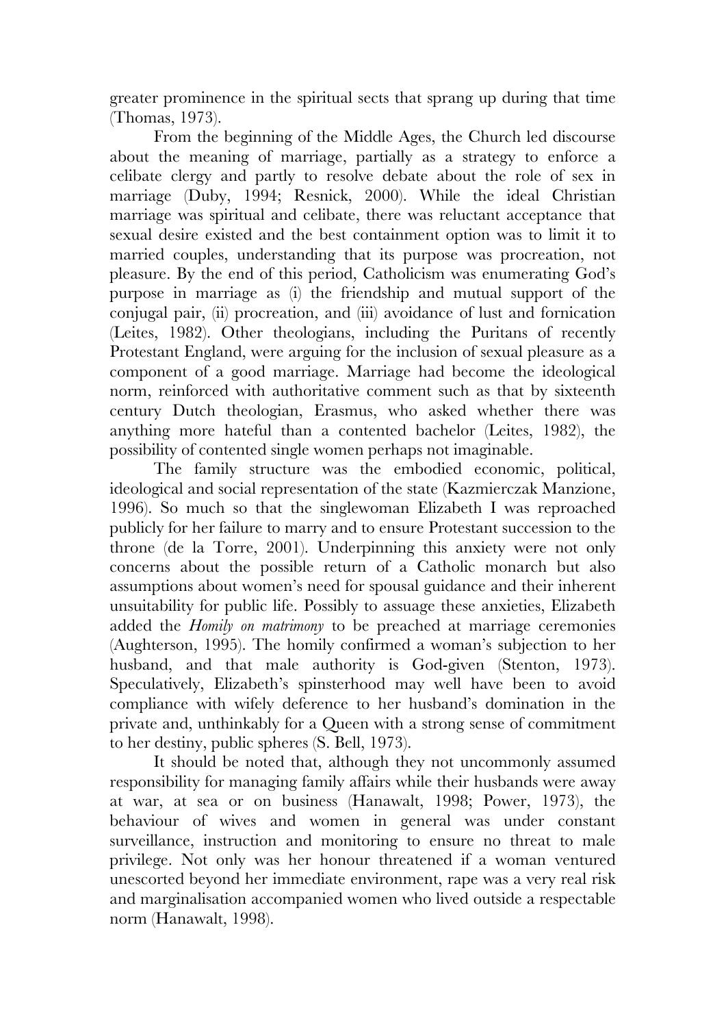greater prominence in the spiritual sects that sprang up during that time (Thomas, 1973).

From the beginning of the Middle Ages, the Church led discourse about the meaning of marriage, partially as a strategy to enforce a celibate clergy and partly to resolve debate about the role of sex in marriage (Duby, 1994; Resnick, 2000). While the ideal Christian marriage was spiritual and celibate, there was reluctant acceptance that sexual desire existed and the best containment option was to limit it to married couples, understanding that its purpose was procreation, not pleasure. By the end of this period, Catholicism was enumerating God's purpose in marriage as (i) the friendship and mutual support of the conjugal pair, (ii) procreation, and (iii) avoidance of lust and fornication (Leites, 1982). Other theologians, including the Puritans of recently Protestant England, were arguing for the inclusion of sexual pleasure as a component of a good marriage. Marriage had become the ideological norm, reinforced with authoritative comment such as that by sixteenth century Dutch theologian, Erasmus, who asked whether there was anything more hateful than a contented bachelor (Leites, 1982), the possibility of contented single women perhaps not imaginable.

The family structure was the embodied economic, political, ideological and social representation of the state (Kazmierczak Manzione, 1996). So much so that the singlewoman Elizabeth I was reproached publicly for her failure to marry and to ensure Protestant succession to the throne (de la Torre, 2001). Underpinning this anxiety were not only concerns about the possible return of a Catholic monarch but also assumptions about women's need for spousal guidance and their inherent unsuitability for public life. Possibly to assuage these anxieties, Elizabeth added the *Homily on matrimony* to be preached at marriage ceremonies (Aughterson, 1995). The homily confirmed a woman's subjection to her husband, and that male authority is God-given (Stenton, 1973). Speculatively, Elizabeth's spinsterhood may well have been to avoid compliance with wifely deference to her husband's domination in the private and, unthinkably for a Queen with a strong sense of commitment to her destiny, public spheres (S. Bell, 1973).

It should be noted that, although they not uncommonly assumed responsibility for managing family affairs while their husbands were away at war, at sea or on business (Hanawalt, 1998; Power, 1973), the behaviour of wives and women in general was under constant surveillance, instruction and monitoring to ensure no threat to male privilege. Not only was her honour threatened if a woman ventured unescorted beyond her immediate environment, rape was a very real risk and marginalisation accompanied women who lived outside a respectable norm (Hanawalt, 1998).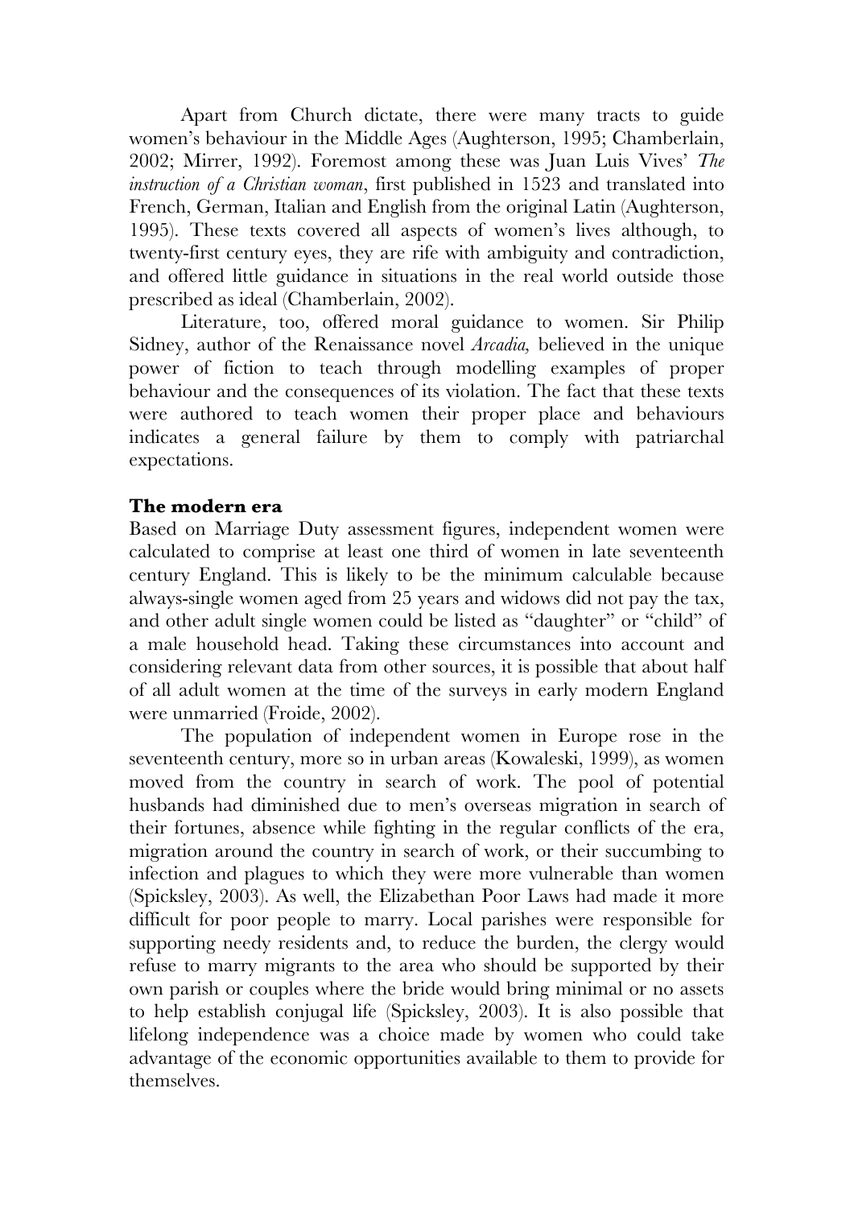Apart from Church dictate, there were many tracts to guide women's behaviour in the Middle Ages (Aughterson, 1995; Chamberlain, 2002; Mirrer, 1992). Foremost among these was Juan Luis Vives' *The instruction of a Christian woman*, first published in 1523 and translated into French, German, Italian and English from the original Latin (Aughterson, 1995). These texts covered all aspects of women's lives although, to twenty-first century eyes, they are rife with ambiguity and contradiction, and offered little guidance in situations in the real world outside those prescribed as ideal (Chamberlain, 2002).

Literature, too, offered moral guidance to women. Sir Philip Sidney, author of the Renaissance novel *Arcadia,* believed in the unique power of fiction to teach through modelling examples of proper behaviour and the consequences of its violation. The fact that these texts were authored to teach women their proper place and behaviours indicates a general failure by them to comply with patriarchal expectations.

## The modern era

Based on Marriage Duty assessment figures, independent women were calculated to comprise at least one third of women in late seventeenth century England. This is likely to be the minimum calculable because always-single women aged from 25 years and widows did not pay the tax, and other adult single women could be listed as "daughter" or "child" of a male household head. Taking these circumstances into account and considering relevant data from other sources, it is possible that about half of all adult women at the time of the surveys in early modern England were unmarried (Froide, 2002).

The population of independent women in Europe rose in the seventeenth century, more so in urban areas (Kowaleski, 1999), as women moved from the country in search of work. The pool of potential husbands had diminished due to men's overseas migration in search of their fortunes, absence while fighting in the regular conflicts of the era, migration around the country in search of work, or their succumbing to infection and plagues to which they were more vulnerable than women (Spicksley, 2003). As well, the Elizabethan Poor Laws had made it more difficult for poor people to marry. Local parishes were responsible for supporting needy residents and, to reduce the burden, the clergy would refuse to marry migrants to the area who should be supported by their own parish or couples where the bride would bring minimal or no assets to help establish conjugal life (Spicksley, 2003). It is also possible that lifelong independence was a choice made by women who could take advantage of the economic opportunities available to them to provide for themselves.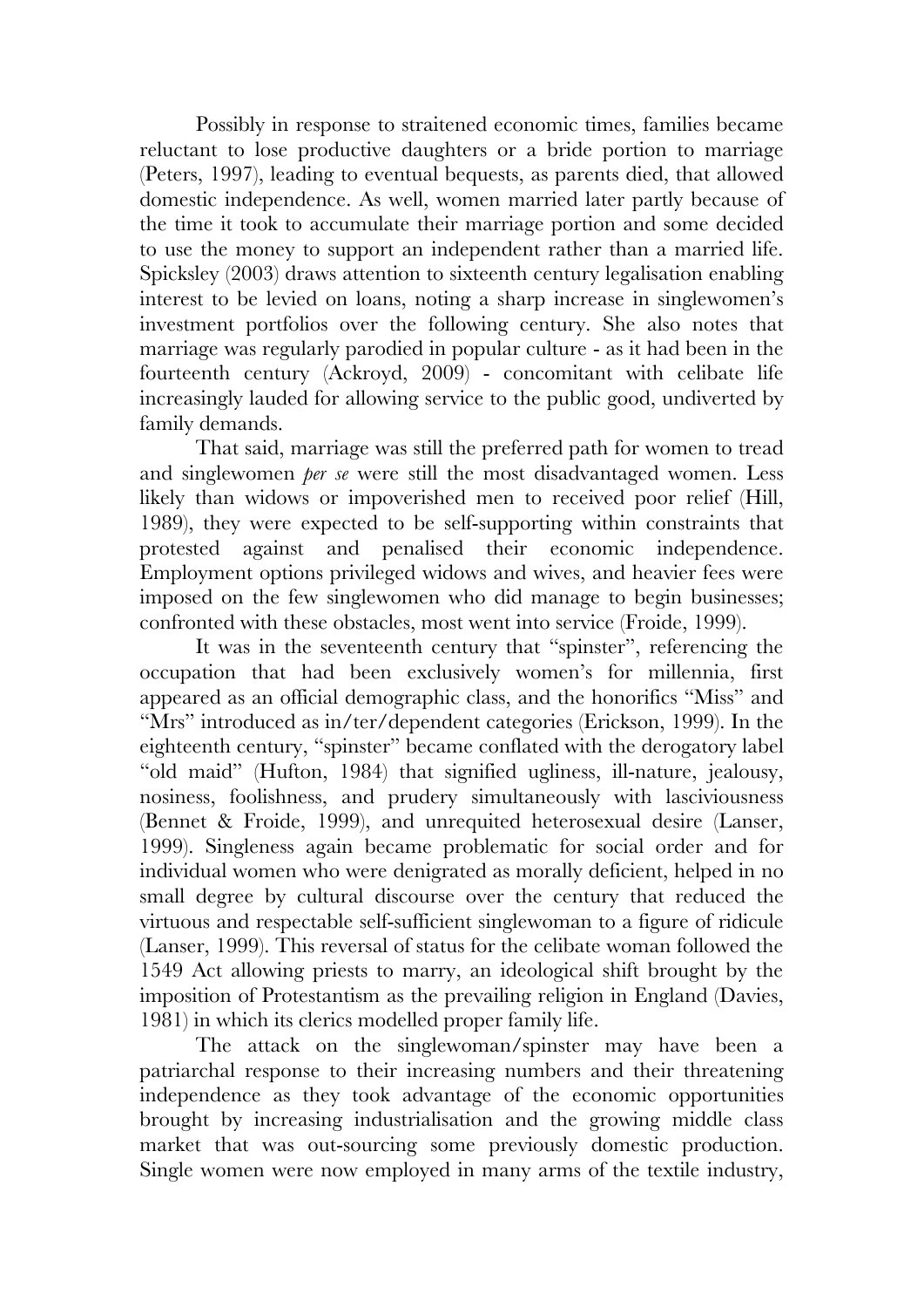Possibly in response to straitened economic times, families became reluctant to lose productive daughters or a bride portion to marriage (Peters, 1997), leading to eventual bequests, as parents died, that allowed domestic independence. As well, women married later partly because of the time it took to accumulate their marriage portion and some decided to use the money to support an independent rather than a married life. Spicksley (2003) draws attention to sixteenth century legalisation enabling interest to be levied on loans, noting a sharp increase in singlewomen's investment portfolios over the following century. She also notes that marriage was regularly parodied in popular culture - as it had been in the fourteenth century (Ackroyd, 2009) - concomitant with celibate life increasingly lauded for allowing service to the public good, undiverted by family demands.

That said, marriage was still the preferred path for women to tread and singlewomen *per se* were still the most disadvantaged women. Less likely than widows or impoverished men to received poor relief (Hill, 1989), they were expected to be self-supporting within constraints that protested against and penalised their economic independence. Employment options privileged widows and wives, and heavier fees were imposed on the few singlewomen who did manage to begin businesses; confronted with these obstacles, most went into service (Froide, 1999).

It was in the seventeenth century that "spinster", referencing the occupation that had been exclusively women's for millennia, first appeared as an official demographic class, and the honorifics "Miss" and "Mrs" introduced as in/ter/dependent categories (Erickson, 1999). In the eighteenth century, "spinster" became conflated with the derogatory label "old maid" (Hufton, 1984) that signified ugliness, ill-nature, jealousy, nosiness, foolishness, and prudery simultaneously with lasciviousness (Bennet & Froide, 1999), and unrequited heterosexual desire (Lanser, 1999). Singleness again became problematic for social order and for individual women who were denigrated as morally deficient, helped in no small degree by cultural discourse over the century that reduced the virtuous and respectable self-sufficient singlewoman to a figure of ridicule (Lanser, 1999). This reversal of status for the celibate woman followed the 1549 Act allowing priests to marry, an ideological shift brought by the imposition of Protestantism as the prevailing religion in England (Davies, 1981) in which its clerics modelled proper family life.

The attack on the singlewoman/spinster may have been a patriarchal response to their increasing numbers and their threatening independence as they took advantage of the economic opportunities brought by increasing industrialisation and the growing middle class market that was out-sourcing some previously domestic production. Single women were now employed in many arms of the textile industry,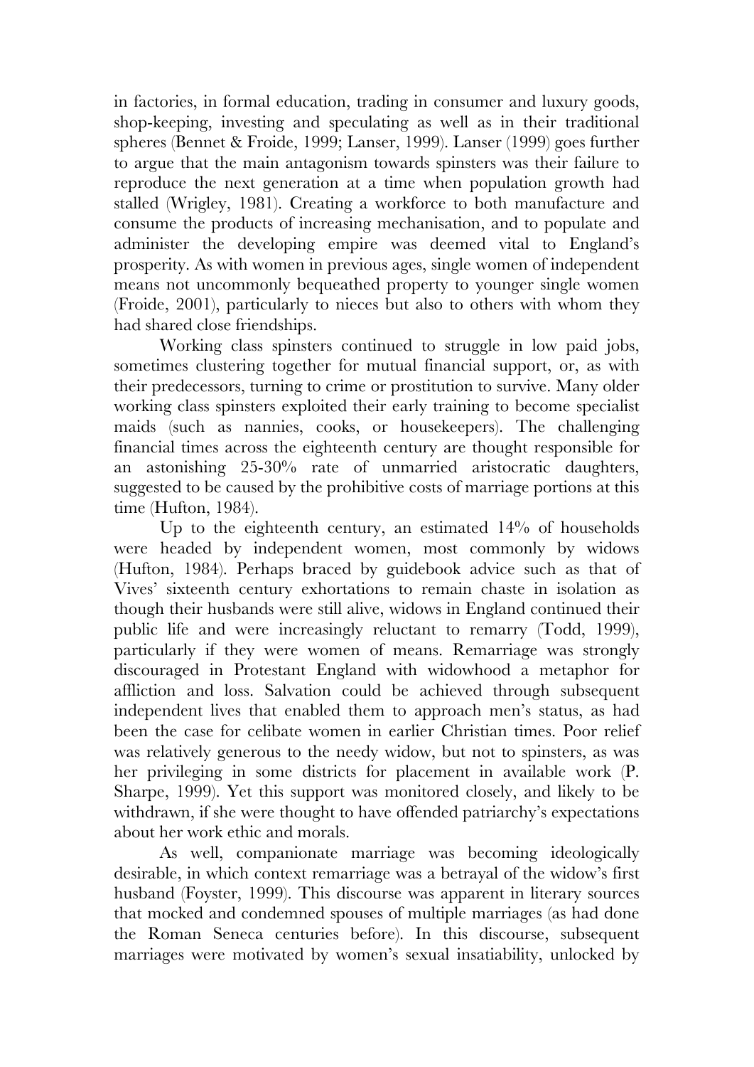in factories, in formal education, trading in consumer and luxury goods, shop-keeping, investing and speculating as well as in their traditional spheres (Bennet & Froide, 1999; Lanser, 1999). Lanser (1999) goes further to argue that the main antagonism towards spinsters was their failure to reproduce the next generation at a time when population growth had stalled (Wrigley, 1981). Creating a workforce to both manufacture and consume the products of increasing mechanisation, and to populate and administer the developing empire was deemed vital to England's prosperity. As with women in previous ages, single women of independent means not uncommonly bequeathed property to younger single women (Froide, 2001), particularly to nieces but also to others with whom they had shared close friendships.

Working class spinsters continued to struggle in low paid jobs, sometimes clustering together for mutual financial support, or, as with their predecessors, turning to crime or prostitution to survive. Many older working class spinsters exploited their early training to become specialist maids (such as nannies, cooks, or housekeepers). The challenging financial times across the eighteenth century are thought responsible for an astonishing 25-30% rate of unmarried aristocratic daughters, suggested to be caused by the prohibitive costs of marriage portions at this time (Hufton, 1984).

Up to the eighteenth century, an estimated 14% of households were headed by independent women, most commonly by widows (Hufton, 1984). Perhaps braced by guidebook advice such as that of Vives' sixteenth century exhortations to remain chaste in isolation as though their husbands were still alive, widows in England continued their public life and were increasingly reluctant to remarry (Todd, 1999), particularly if they were women of means. Remarriage was strongly discouraged in Protestant England with widowhood a metaphor for affliction and loss. Salvation could be achieved through subsequent independent lives that enabled them to approach men's status, as had been the case for celibate women in earlier Christian times. Poor relief was relatively generous to the needy widow, but not to spinsters, as was her privileging in some districts for placement in available work (P. Sharpe, 1999). Yet this support was monitored closely, and likely to be withdrawn, if she were thought to have offended patriarchy's expectations about her work ethic and morals.

As well, companionate marriage was becoming ideologically desirable, in which context remarriage was a betrayal of the widow's first husband (Foyster, 1999). This discourse was apparent in literary sources that mocked and condemned spouses of multiple marriages (as had done the Roman Seneca centuries before). In this discourse, subsequent marriages were motivated by women's sexual insatiability, unlocked by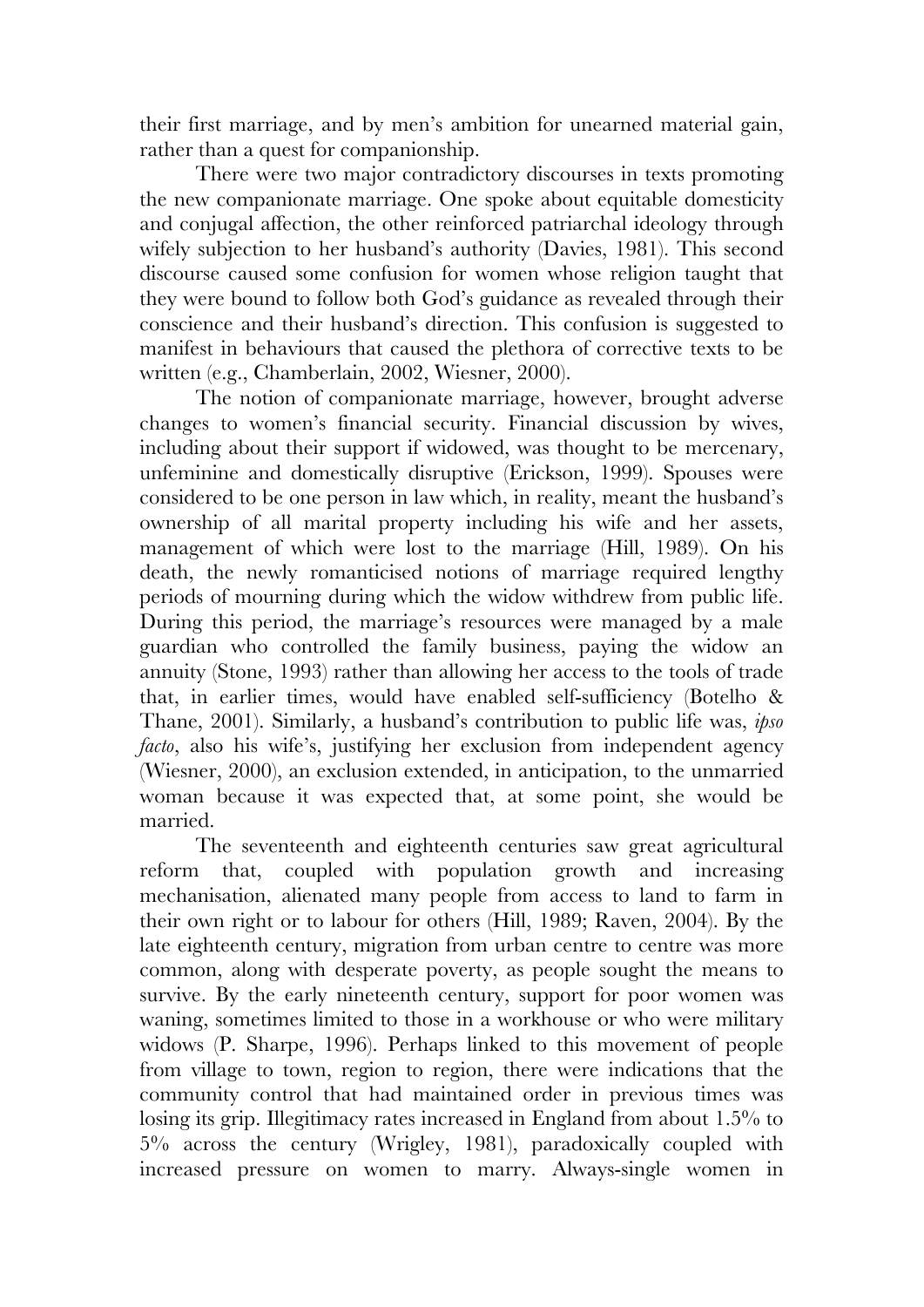their first marriage, and by men's ambition for unearned material gain, rather than a quest for companionship.

There were two major contradictory discourses in texts promoting the new companionate marriage. One spoke about equitable domesticity and conjugal affection, the other reinforced patriarchal ideology through wifely subjection to her husband's authority (Davies, 1981). This second discourse caused some confusion for women whose religion taught that they were bound to follow both God's guidance as revealed through their conscience and their husband's direction. This confusion is suggested to manifest in behaviours that caused the plethora of corrective texts to be written (e.g., Chamberlain, 2002, Wiesner, 2000).

The notion of companionate marriage, however, brought adverse changes to women's financial security. Financial discussion by wives, including about their support if widowed, was thought to be mercenary, unfeminine and domestically disruptive (Erickson, 1999). Spouses were considered to be one person in law which, in reality, meant the husband's ownership of all marital property including his wife and her assets, management of which were lost to the marriage (Hill, 1989). On his death, the newly romanticised notions of marriage required lengthy periods of mourning during which the widow withdrew from public life. During this period, the marriage's resources were managed by a male guardian who controlled the family business, paying the widow an annuity (Stone, 1993) rather than allowing her access to the tools of trade that, in earlier times, would have enabled self-sufficiency (Botelho & Thane, 2001). Similarly, a husband's contribution to public life was, *ipso facto*, also his wife's, justifying her exclusion from independent agency (Wiesner, 2000), an exclusion extended, in anticipation, to the unmarried woman because it was expected that, at some point, she would be married.

The seventeenth and eighteenth centuries saw great agricultural reform that, coupled with population growth and increasing mechanisation, alienated many people from access to land to farm in their own right or to labour for others (Hill, 1989; Raven, 2004). By the late eighteenth century, migration from urban centre to centre was more common, along with desperate poverty, as people sought the means to survive. By the early nineteenth century, support for poor women was waning, sometimes limited to those in a workhouse or who were military widows (P. Sharpe, 1996). Perhaps linked to this movement of people from village to town, region to region, there were indications that the community control that had maintained order in previous times was losing its grip. Illegitimacy rates increased in England from about 1.5% to 5% across the century (Wrigley, 1981), paradoxically coupled with increased pressure on women to marry. Always-single women in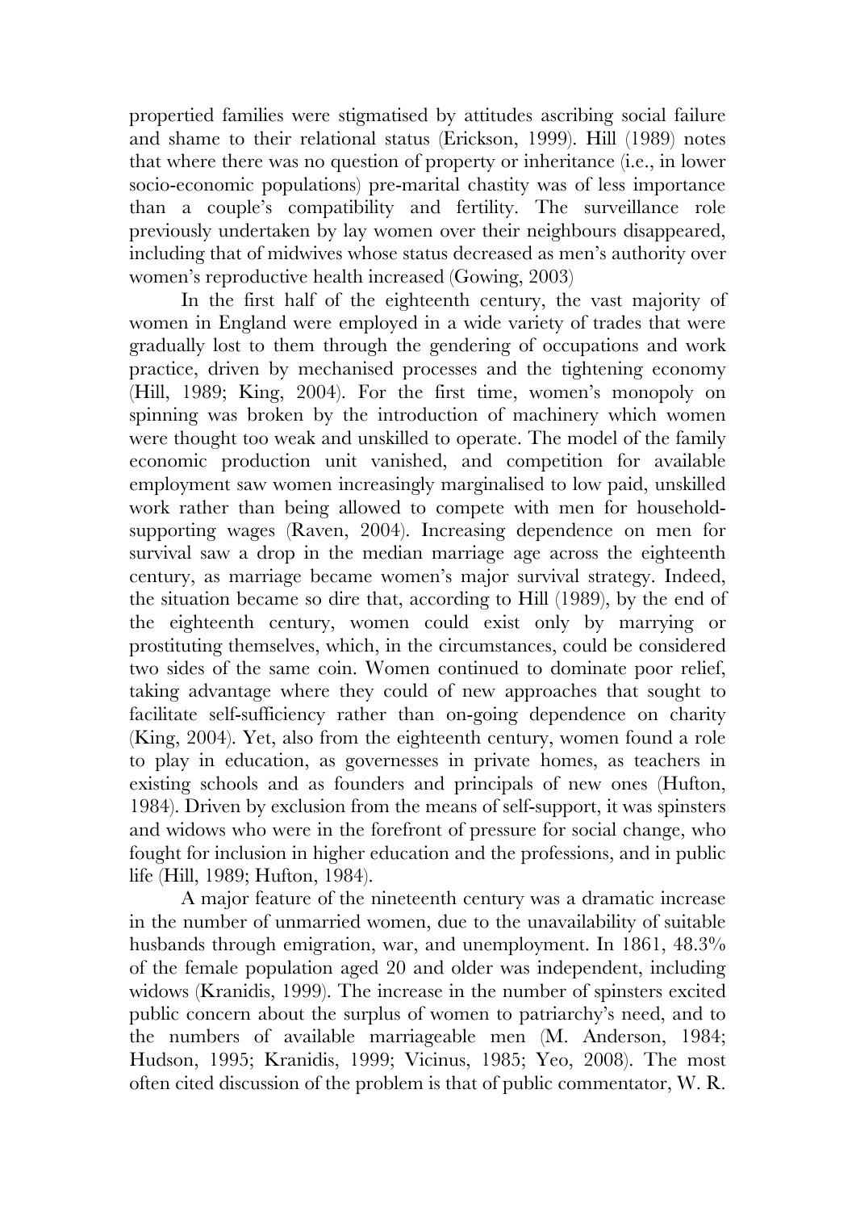propertied families were stigmatised by attitudes ascribing social failure and shame to their relational status (Erickson, 1999). Hill (1989) notes that where there was no question of property or inheritance (i.e., in lower socio-economic populations) pre-marital chastity was of less importance than a couple's compatibility and fertility. The surveillance role previously undertaken by lay women over their neighbours disappeared, including that of midwives whose status decreased as men's authority over women's reproductive health increased (Gowing, 2003)

In the first half of the eighteenth century, the vast majority of women in England were employed in a wide variety of trades that were gradually lost to them through the gendering of occupations and work practice, driven by mechanised processes and the tightening economy (Hill, 1989; King, 2004). For the first time, women's monopoly on spinning was broken by the introduction of machinery which women were thought too weak and unskilled to operate. The model of the family economic production unit vanished, and competition for available employment saw women increasingly marginalised to low paid, unskilled work rather than being allowed to compete with men for household-supporting wages (Raven, 2004). Increasing dependence on men for survival saw a drop in the median marriage age across the eighteenth century, as marriage became women's major survival strategy. Indeed, the situation became so dire that, according to Hill (1989), by the end of the eighteenth century, women could exist only by marrying or prostituting themselves, which, in the circumstances, could be considered two sides of the same coin. Women continued to dominate poor relief, taking advantage where they could of new approaches that sought to facilitate self-sufficiency rather than on-going dependence on charity (King, 2004). Yet, also from the eighteenth century, women found a role to play in education, as governesses in private homes, as teachers in existing schools and as founders and principals of new ones (Hufton, 1984). Driven by exclusion from the means of self-support, it was spinsters and widows who were in the forefront of pressure for social change, who fought for inclusion in higher education and the professions, and in public life (Hill, 1989; Hufton, 1984).

A major feature of the nineteenth century was a dramatic increase in the number of unmarried women, due to the unavailability of suitable husbands through emigration, war, and unemployment. In 1861, 48.3% of the female population aged 20 and older was independent, including widows (Kranidis, 1999). The increase in the number of spinsters excited public concern about the surplus of women to patriarchy's need, and to the numbers of available marriageable men (M. Anderson, 1984; Hudson, 1995; Kranidis, 1999; Vicinus, 1985; Yeo, 2008). The most often cited discussion of the problem is that of public commentator, W. R.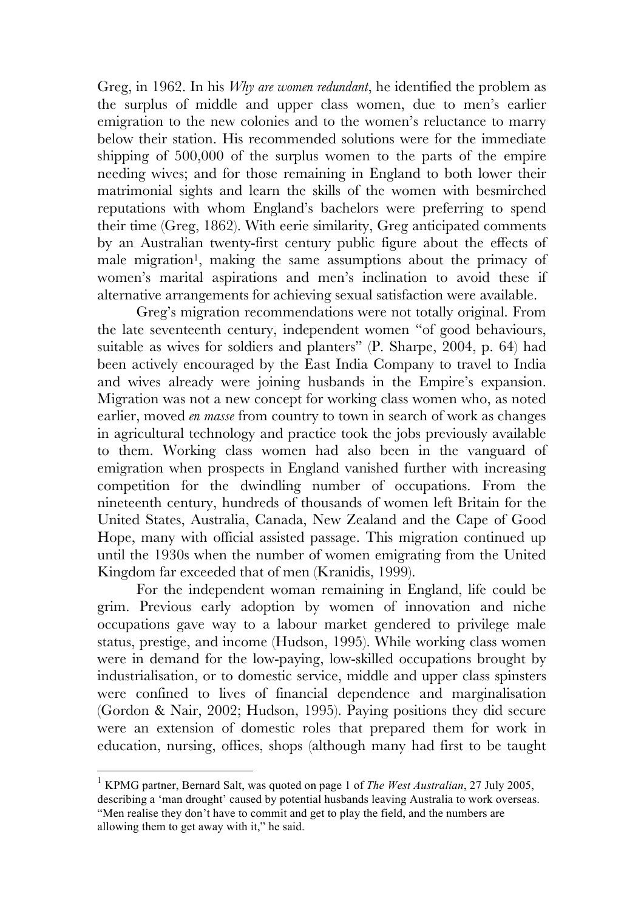Greg, in 1962. In his *Why are women redundant*, he identified the problem as the surplus of middle and upper class women, due to men's earlier emigration to the new colonies and to the women's reluctance to marry below their station. His recommended solutions were for the immediate shipping of 500,000 of the surplus women to the parts of the empire needing wives; and for those remaining in England to both lower their matrimonial sights and learn the skills of the women with besmirched reputations with whom England's bachelors were preferring to spend their time (Greg, 1862). With eerie similarity, Greg anticipated comments by an Australian twenty-first century public figure about the effects of male migration[1], making the same assumptions about the primacy of women's marital aspirations and men's inclination to avoid these if alternative arrangements for achieving sexual satisfaction were available.

Greg's migration recommendations were not totally original. From the late seventeenth century, independent women "of good behaviours, suitable as wives for soldiers and planters" (P. Sharpe, 2004, p. 64) had been actively encouraged by the East India Company to travel to India and wives already were joining husbands in the Empire's expansion. Migration was not a new concept for working class women who, as noted earlier, moved *en masse* from country to town in search of work as changes in agricultural technology and practice took the jobs previously available to them. Working class women had also been in the vanguard of emigration when prospects in England vanished further with increasing competition for the dwindling number of occupations. From the nineteenth century, hundreds of thousands of women left Britain for the United States, Australia, Canada, New Zealand and the Cape of Good Hope, many with official assisted passage. This migration continued up until the 1930s when the number of women emigrating from the United Kingdom far exceeded that of men (Kranidis, 1999).

For the independent woman remaining in England, life could be grim. Previous early adoption by women of innovation and niche occupations gave way to a labour market gendered to privilege male status, prestige, and income (Hudson, 1995). While working class women were in demand for the low-paying, low-skilled occupations brought by industrialisation, or to domestic service, middle and upper class spinsters were confined to lives of financial dependence and marginalisation (Gordon & Nair, 2002; Hudson, 1995). Paying positions they did secure were an extension of domestic roles that prepared them for work in education, nursing, offices, shops (although many had first to be taught

---

[1] KPMG partner, Bernard Salt, was quoted on page 1 of *The West Australian*, 27 July 2005, describing a 'man drought' caused by potential husbands leaving Australia to work overseas. "Men realise they don't have to commit and get to play the field, and the numbers are allowing them to get away with it," he said.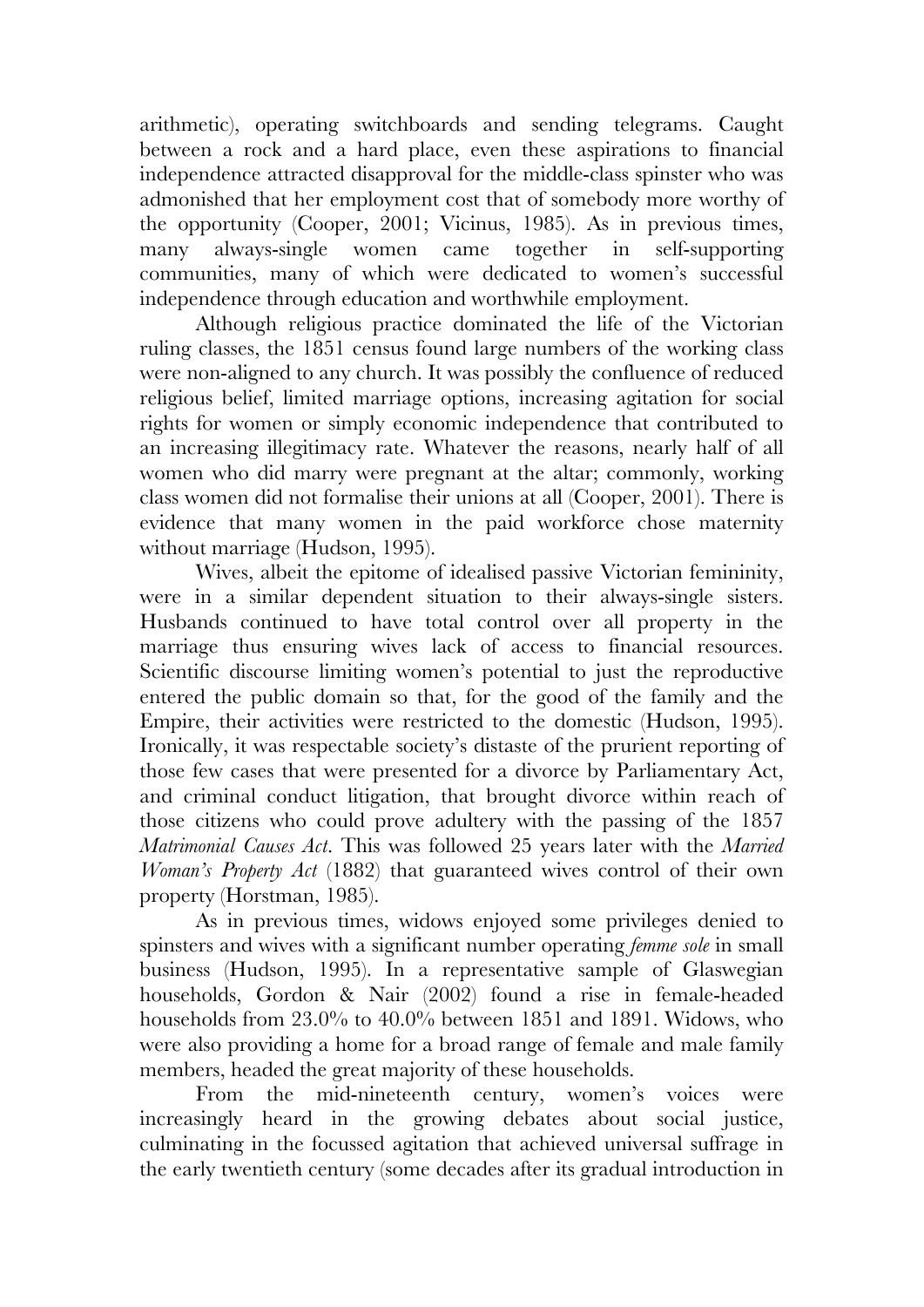arithmetic), operating switchboards and sending telegrams. Caught between a rock and a hard place, even these aspirations to financial independence attracted disapproval for the middle-class spinster who was admonished that her employment cost that of somebody more worthy of the opportunity (Cooper, 2001; Vicinus, 1985). As in previous times, many always-single women came together in self-supporting communities, many of which were dedicated to women's successful independence through education and worthwhile employment.

Although religious practice dominated the life of the Victorian ruling classes, the 1851 census found large numbers of the working class were non-aligned to any church. It was possibly the confluence of reduced religious belief, limited marriage options, increasing agitation for social rights for women or simply economic independence that contributed to an increasing illegitimacy rate. Whatever the reasons, nearly half of all women who did marry were pregnant at the altar; commonly, working class women did not formalise their unions at all (Cooper, 2001). There is evidence that many women in the paid workforce chose maternity without marriage (Hudson, 1995).

Wives, albeit the epitome of idealised passive Victorian femininity, were in a similar dependent situation to their always-single sisters. Husbands continued to have total control over all property in the marriage thus ensuring wives lack of access to financial resources. Scientific discourse limiting women's potential to just the reproductive entered the public domain so that, for the good of the family and the Empire, their activities were restricted to the domestic (Hudson, 1995). Ironically, it was respectable society's distaste of the prurient reporting of those few cases that were presented for a divorce by Parliamentary Act, and criminal conduct litigation, that brought divorce within reach of those citizens who could prove adultery with the passing of the 1857 *Matrimonial Causes Act*. This was followed 25 years later with the *Married Woman's Property Act* (1882) that guaranteed wives control of their own property (Horstman, 1985).

As in previous times, widows enjoyed some privileges denied to spinsters and wives with a significant number operating *femme sole* in small business (Hudson, 1995). In a representative sample of Glaswegian households, Gordon & Nair (2002) found a rise in female-headed households from 23.0% to 40.0% between 1851 and 1891. Widows, who were also providing a home for a broad range of female and male family members, headed the great majority of these households.

From the mid-nineteenth century, women's voices were increasingly heard in the growing debates about social justice, culminating in the focussed agitation that achieved universal suffrage in the early twentieth century (some decades after its gradual introduction in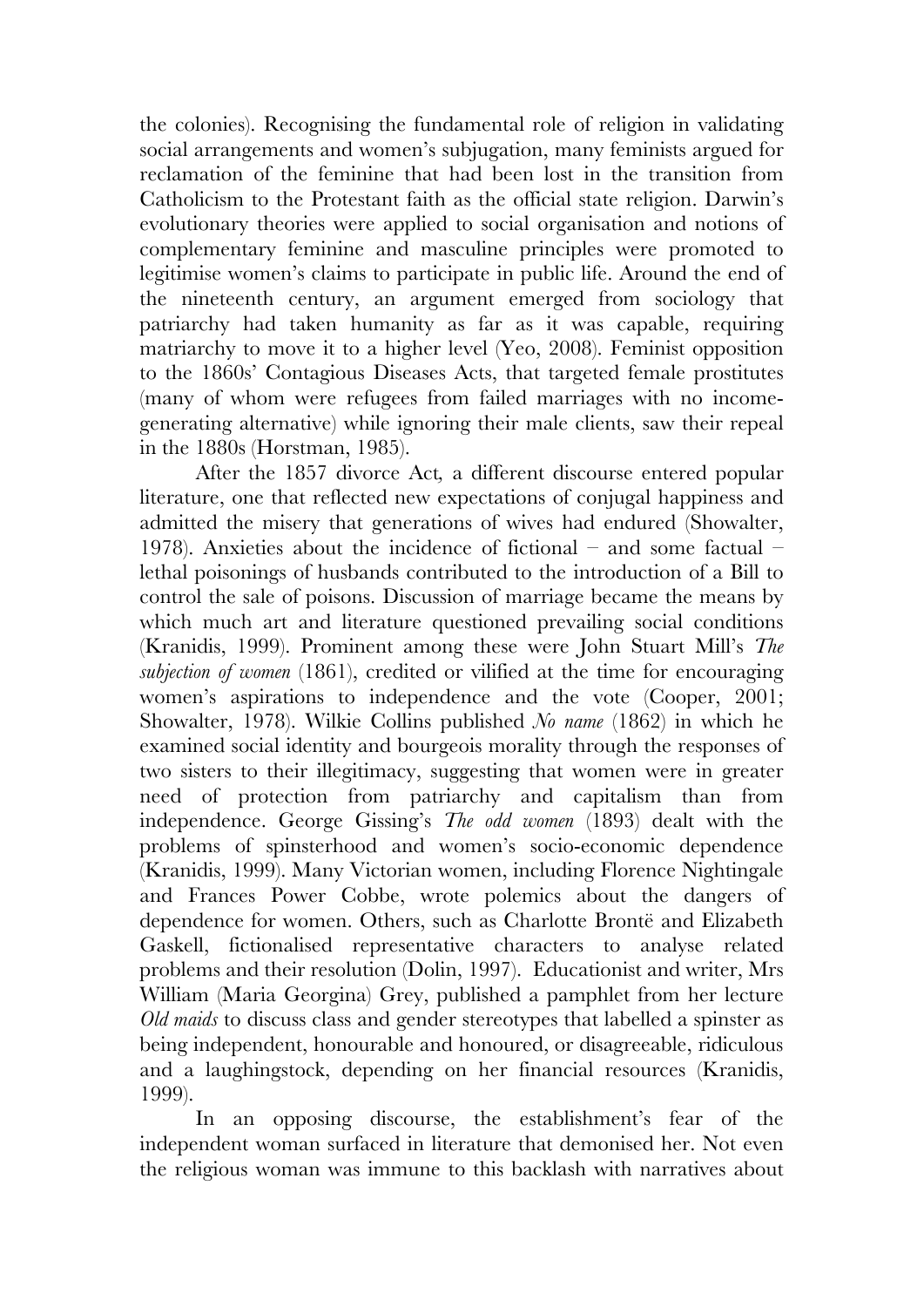the colonies). Recognising the fundamental role of religion in validating social arrangements and women's subjugation, many feminists argued for reclamation of the feminine that had been lost in the transition from Catholicism to the Protestant faith as the official state religion. Darwin's evolutionary theories were applied to social organisation and notions of complementary feminine and masculine principles were promoted to legitimise women's claims to participate in public life. Around the end of the nineteenth century, an argument emerged from sociology that patriarchy had taken humanity as far as it was capable, requiring matriarchy to move it to a higher level (Yeo, 2008). Feminist opposition to the 1860s' Contagious Diseases Acts, that targeted female prostitutes (many of whom were refugees from failed marriages with no income-generating alternative) while ignoring their male clients, saw their repeal in the 1880s (Horstman, 1985).

After the 1857 divorce Act, a different discourse entered popular literature, one that reflected new expectations of conjugal happiness and admitted the misery that generations of wives had endured (Showalter, 1978). Anxieties about the incidence of fictional – and some factual – lethal poisonings of husbands contributed to the introduction of a Bill to control the sale of poisons. Discussion of marriage became the means by which much art and literature questioned prevailing social conditions (Kranidis, 1999). Prominent among these were John Stuart Mill's *The subjection of women* (1861), credited or vilified at the time for encouraging women's aspirations to independence and the vote (Cooper, 2001; Showalter, 1978). Wilkie Collins published *No name* (1862) in which he examined social identity and bourgeois morality through the responses of two sisters to their illegitimacy, suggesting that women were in greater need of protection from patriarchy and capitalism than from independence. George Gissing's *The odd women* (1893) dealt with the problems of spinsterhood and women's socio-economic dependence (Kranidis, 1999). Many Victorian women, including Florence Nightingale and Frances Power Cobbe, wrote polemics about the dangers of dependence for women. Others, such as Charlotte Brontë and Elizabeth Gaskell, fictionalised representative characters to analyse related problems and their resolution (Dolin, 1997). Educationist and writer, Mrs William (Maria Georgina) Grey, published a pamphlet from her lecture *Old maids* to discuss class and gender stereotypes that labelled a spinster as being independent, honourable and honoured, or disagreeable, ridiculous and a laughingstock, depending on her financial resources (Kranidis, 1999).

In an opposing discourse, the establishment's fear of the independent woman surfaced in literature that demonised her. Not even the religious woman was immune to this backlash with narratives about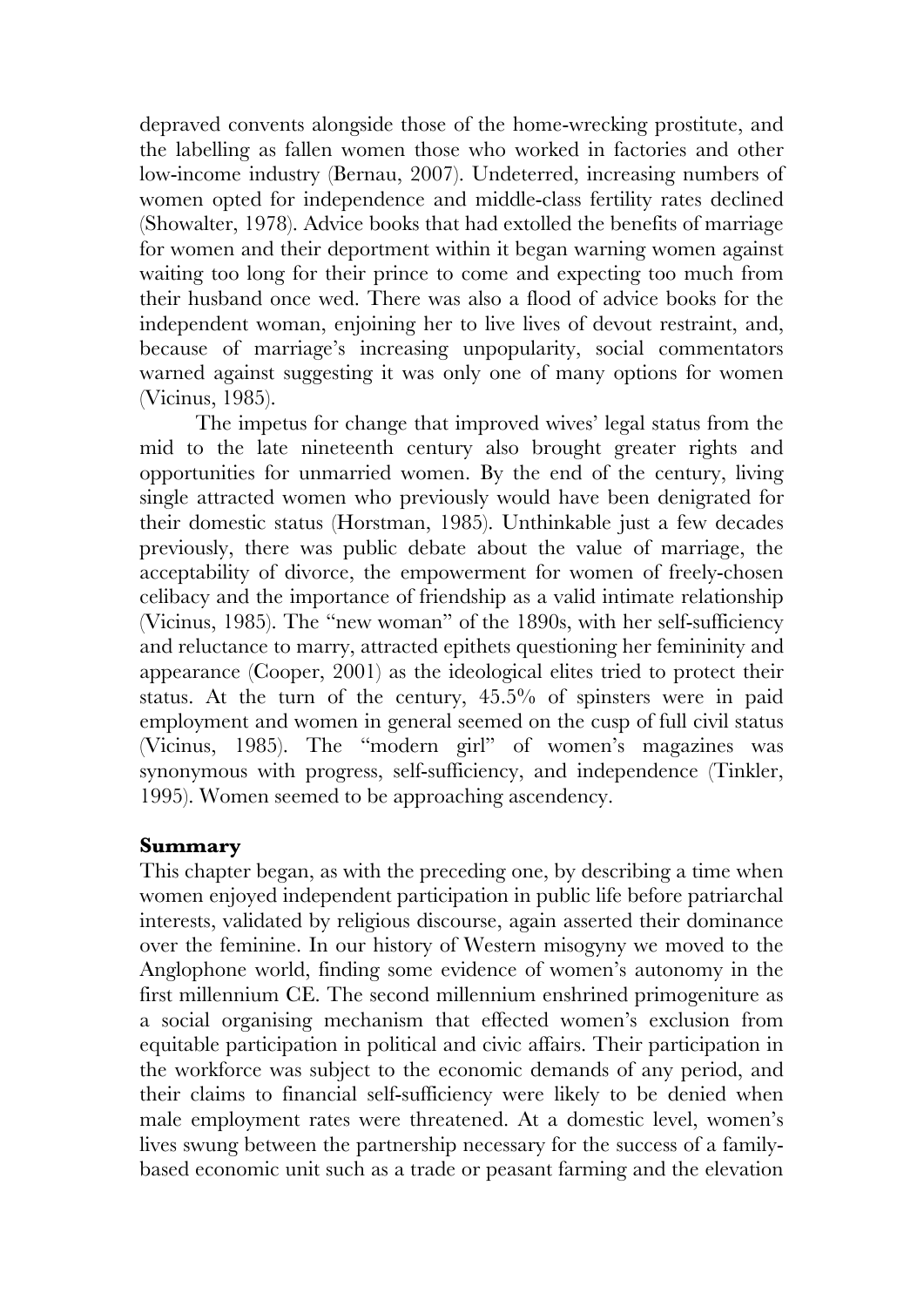depraved convents alongside those of the home-wrecking prostitute, and the labelling as fallen women those who worked in factories and other low-income industry (Bernau, 2007). Undeterred, increasing numbers of women opted for independence and middle-class fertility rates declined (Showalter, 1978). Advice books that had extolled the benefits of marriage for women and their deportment within it began warning women against waiting too long for their prince to come and expecting too much from their husband once wed. There was also a flood of advice books for the independent woman, enjoining her to live lives of devout restraint, and, because of marriage's increasing unpopularity, social commentators warned against suggesting it was only one of many options for women (Vicinus, 1985).

The impetus for change that improved wives' legal status from the mid to the late nineteenth century also brought greater rights and opportunities for unmarried women. By the end of the century, living single attracted women who previously would have been denigrated for their domestic status (Horstman, 1985). Unthinkable just a few decades previously, there was public debate about the value of marriage, the acceptability of divorce, the empowerment for women of freely-chosen celibacy and the importance of friendship as a valid intimate relationship (Vicinus, 1985). The "new woman" of the 1890s, with her self-sufficiency and reluctance to marry, attracted epithets questioning her femininity and appearance (Cooper, 2001) as the ideological elites tried to protect their status. At the turn of the century, 45.5% of spinsters were in paid employment and women in general seemed on the cusp of full civil status (Vicinus, 1985). The "modern girl" of women's magazines was synonymous with progress, self-sufficiency, and independence (Tinkler, 1995). Women seemed to be approaching ascendency.

## Summary

This chapter began, as with the preceding one, by describing a time when women enjoyed independent participation in public life before patriarchal interests, validated by religious discourse, again asserted their dominance over the feminine. In our history of Western misogyny we moved to the Anglophone world, finding some evidence of women's autonomy in the first millennium CE. The second millennium enshrined primogeniture as a social organising mechanism that effected women's exclusion from equitable participation in political and civic affairs. Their participation in the workforce was subject to the economic demands of any period, and their claims to financial self-sufficiency were likely to be denied when male employment rates were threatened. At a domestic level, women's lives swung between the partnership necessary for the success of a family-based economic unit such as a trade or peasant farming and the elevation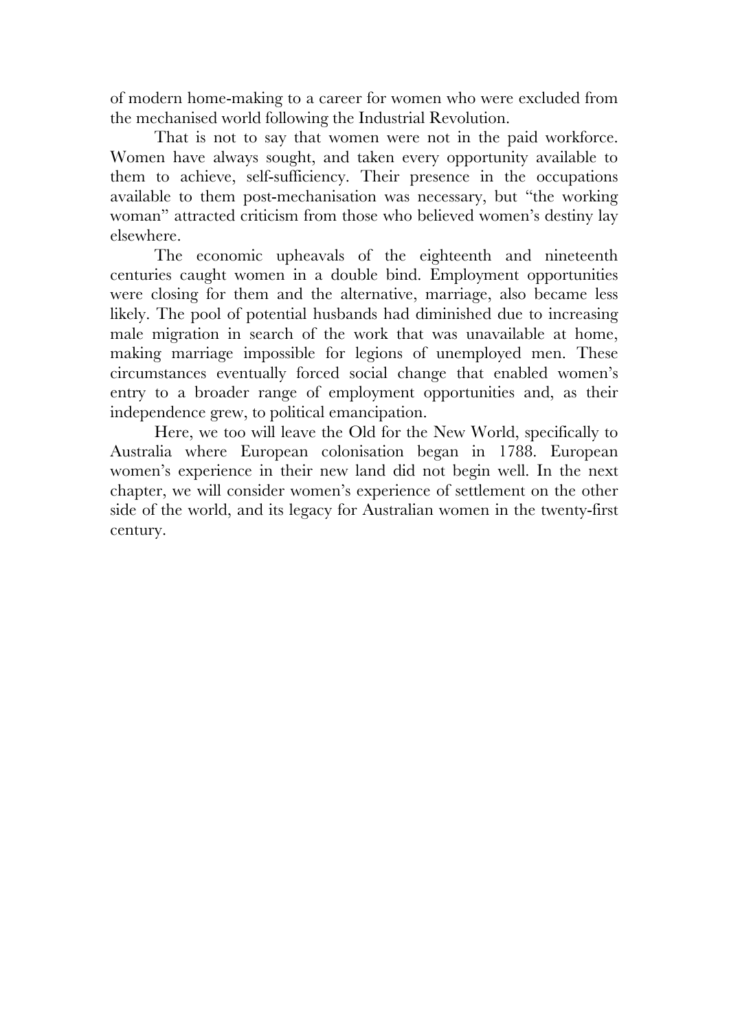of modern home-making to a career for women who were excluded from the mechanised world following the Industrial Revolution.

That is not to say that women were not in the paid workforce. Women have always sought, and taken every opportunity available to them to achieve, self-sufficiency. Their presence in the occupations available to them post-mechanisation was necessary, but "the working woman" attracted criticism from those who believed women's destiny lay elsewhere.

The economic upheavals of the eighteenth and nineteenth centuries caught women in a double bind. Employment opportunities were closing for them and the alternative, marriage, also became less likely. The pool of potential husbands had diminished due to increasing male migration in search of the work that was unavailable at home, making marriage impossible for legions of unemployed men. These circumstances eventually forced social change that enabled women's entry to a broader range of employment opportunities and, as their independence grew, to political emancipation.

Here, we too will leave the Old for the New World, specifically to Australia where European colonisation began in 1788. European women's experience in their new land did not begin well. In the next chapter, we will consider women's experience of settlement on the other side of the world, and its legacy for Australian women in the twenty-first century.